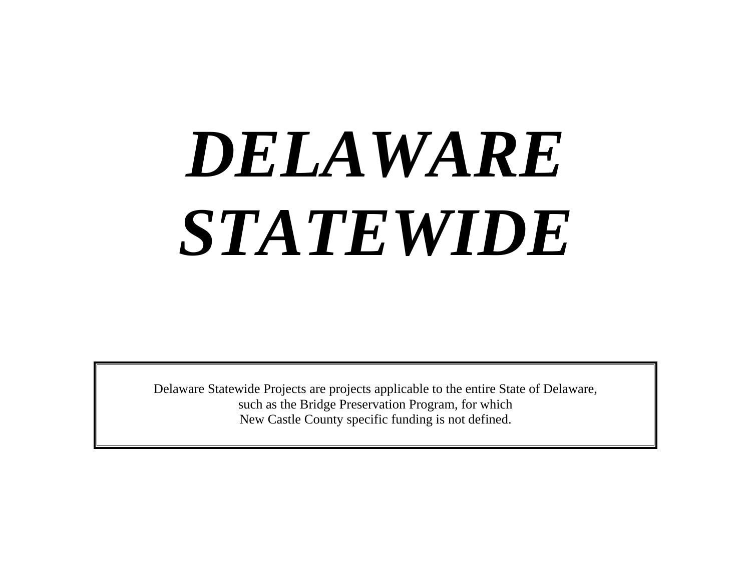# ***DELAWARE STATEWIDE***

Delaware Statewide Projects are projects applicable to the entire State of Delaware, such as the Bridge Preservation Program, for which New Castle County specific funding is not defined.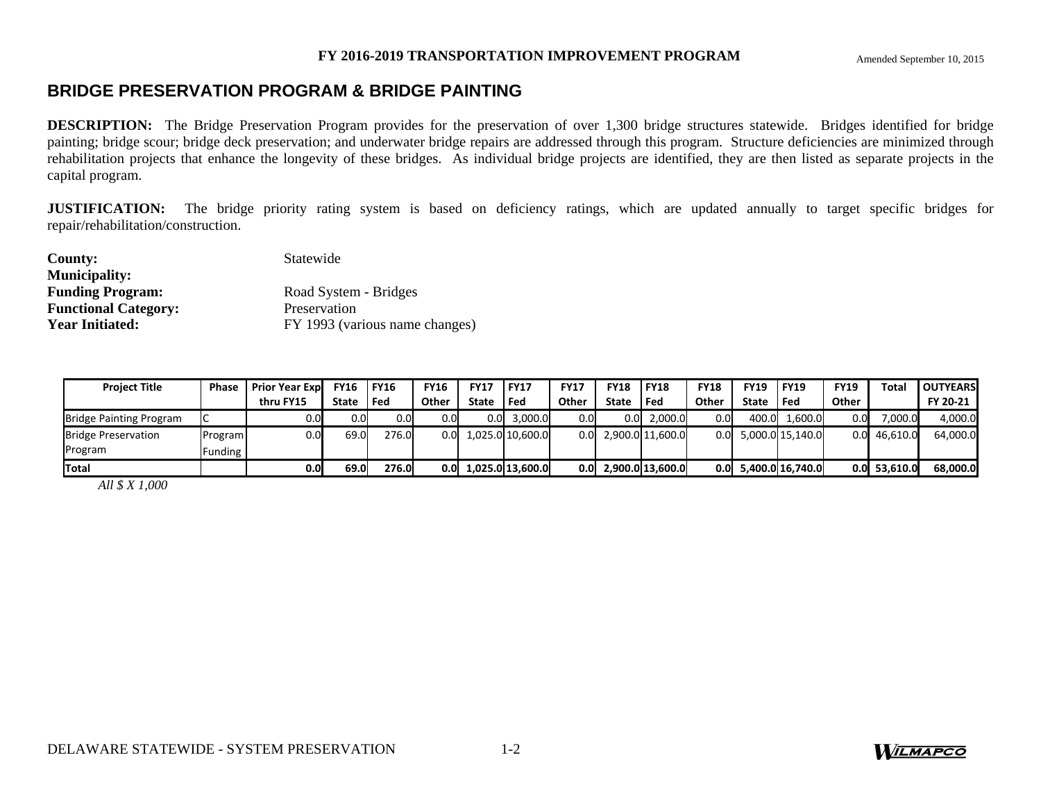## BRIDGE PRESERVATION PROGRAM & BRIDGE PAINTING

**DESCRIPTION:** The Bridge Preservation Program provides for the preservation of over 1,300 bridge structures statewide. Bridges identified for bridge painting; bridge scour; bridge deck preservation; and underwater bridge repairs are addressed through this program. Structure deficiencies are minimized through rehabilitation projects that enhance the longevity of these bridges. As individual bridge projects are identified, they are then listed as separate projects in the capital program.

**JUSTIFICATION:** The bridge priority rating system is based on deficiency ratings, which are updated annually to target specific bridges for repair/rehabilitation/construction.

**County:** Statewide
**Municipality:**
**Funding Program:** Road System - Bridges
**Functional Category:** Preservation
**Year Initiated:** FY 1993 (various name changes)

| Project Title | Phase | Prior Year Exp thru FY15 | FY16 State | FY16 Fed | FY16 Other | FY17 State | FY17 Fed | FY17 Other | FY18 State | FY18 Fed | FY18 Other | FY19 State | FY19 Fed | FY19 Other | Total | OUTYEARS FY 20-21 |
|---|---|---|---|---|---|---|---|---|---|---|---|---|---|---|---|---|
| Bridge Painting Program | C | 0.0 | 0.0 | 0.0 | 0.0 | 0.0 | 3,000.0 | 0.0 | 0.0 | 2,000.0 | 0.0 | 400.0 | 1,600.0 | 0.0 | 7,000.0 | 4,000.0 |
| Bridge Preservation Program | Program Funding | 0.0 | 69.0 | 276.0 | 0.0 | 1,025.0 | 10,600.0 | 0.0 | 2,900.0 | 11,600.0 | 0.0 | 5,000.0 | 15,140.0 | 0.0 | 46,610.0 | 64,000.0 |
| **Total** | | **0.0** | **69.0** | **276.0** | **0.0** | **1,025.0** | **13,600.0** | **0.0** | **2,900.0** | **13,600.0** | **0.0** | **5,400.0** | **16,740.0** | **0.0** | **53,610.0** | **68,000.0** |

*All $ X 1,000*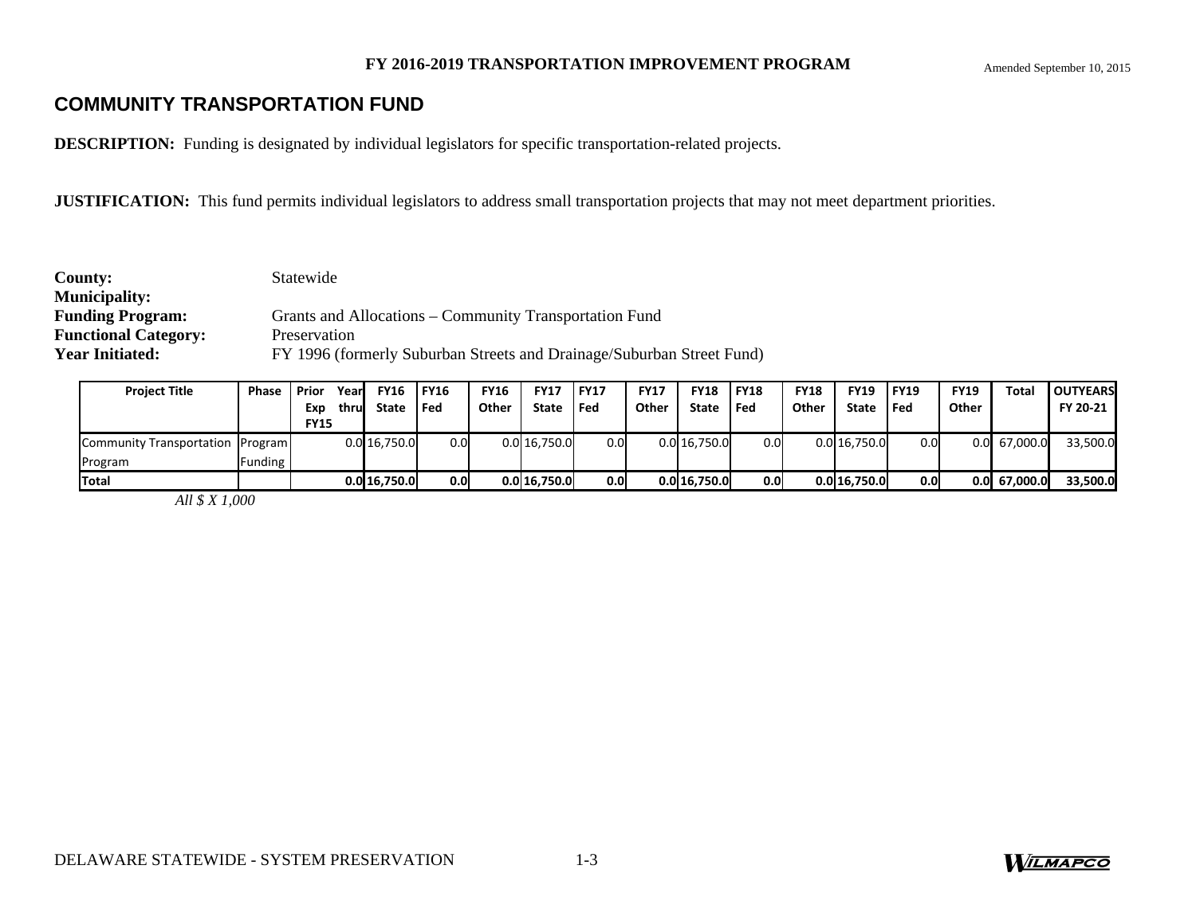# COMMUNITY TRANSPORTATION FUND

**DESCRIPTION:** Funding is designated by individual legislators for specific transportation-related projects.

**JUSTIFICATION:** This fund permits individual legislators to address small transportation projects that may not meet department priorities.

**County:** Statewide
**Municipality:**
**Funding Program:** Grants and Allocations – Community Transportation Fund
**Functional Category:** Preservation
**Year Initiated:** FY 1996 (formerly Suburban Streets and Drainage/Suburban Street Fund)

| Project Title | Phase | Prior Year Exp thru FY15 | FY16 State | FY16 Fed | FY16 Other | FY17 State | FY17 Fed | FY17 Other | FY18 State | FY18 Fed | FY18 Other | FY19 State | FY19 Fed | FY19 Other | Total | OUTYEARS FY 20-21 |
|---|---|---|---|---|---|---|---|---|---|---|---|---|---|---|---|---|
| Community Transportation Program | Program Funding | | 0.0 | 16,750.0 | 0.0 | 0.0 | 16,750.0 | 0.0 | 0.0 | 16,750.0 | 0.0 | 0.0 | 16,750.0 | 0.0 | 0.0 | 67,000.0 | 33,500.0 |
| **Total** | | | **0.0** | **16,750.0** | **0.0** | **0.0** | **16,750.0** | **0.0** | **0.0** | **16,750.0** | **0.0** | **0.0** | **16,750.0** | **0.0** | **0.0** | **67,000.0** | **33,500.0** |

*All $ X 1,000*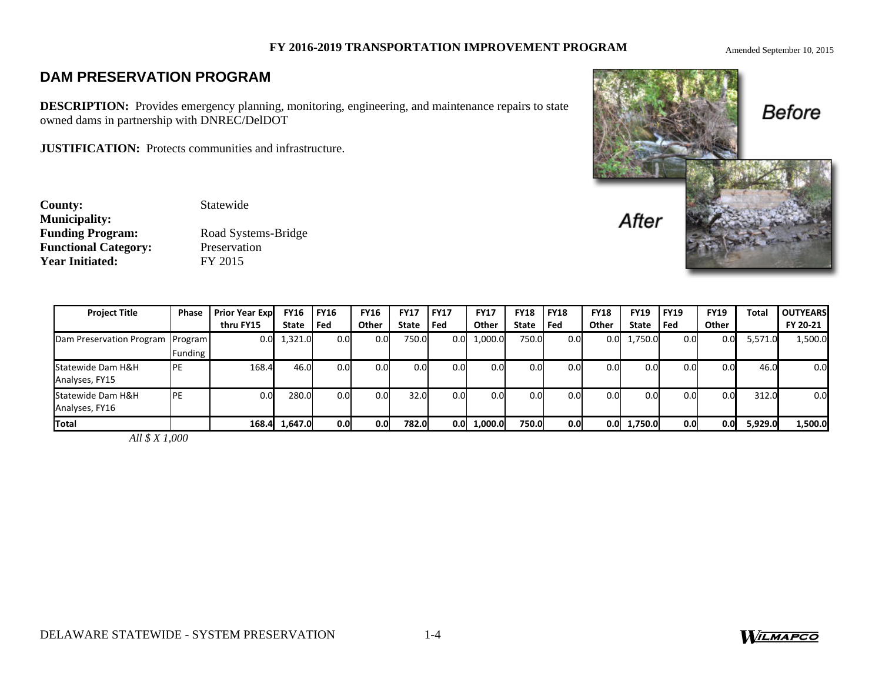## DAM PRESERVATION PROGRAM

**DESCRIPTION:** Provides emergency planning, monitoring, engineering, and maintenance repairs to state owned dams in partnership with DNREC/DelDOT

**JUSTIFICATION:** Protects communities and infrastructure.

**County:** Statewide
**Municipality:**
**Funding Program:** Road Systems-Bridge
**Functional Category:** Preservation
**Year Initiated:** FY 2015

| Project Title | Phase | Prior Year Exp thru FY15 | FY16 State | FY16 Fed | FY16 Other | FY17 State | FY17 Fed | FY17 Other | FY18 State | FY18 Fed | FY18 Other | FY19 State | FY19 Fed | FY19 Other | Total | OUTYEARS FY 20-21 |
|---|---|---|---|---|---|---|---|---|---|---|---|---|---|---|---|---|
| Dam Preservation Program | Program Funding | 0.0 | 1,321.0 | 0.0 | 0.0 | 750.0 | 0.0 | 1,000.0 | 750.0 | 0.0 | 0.0 | 1,750.0 | 0.0 | 0.0 | 5,571.0 | 1,500.0 |
| Statewide Dam H&H Analyses, FY15 | PE | 168.4 | 46.0 | 0.0 | 0.0 | 0.0 | 0.0 | 0.0 | 0.0 | 0.0 | 0.0 | 0.0 | 0.0 | 0.0 | 46.0 | 0.0 |
| Statewide Dam H&H Analyses, FY16 | PE | 0.0 | 280.0 | 0.0 | 0.0 | 32.0 | 0.0 | 0.0 | 0.0 | 0.0 | 0.0 | 0.0 | 0.0 | 0.0 | 312.0 | 0.0 |
| **Total** | | **168.4** | **1,647.0** | **0.0** | **0.0** | **782.0** | **0.0** | **1,000.0** | **750.0** | **0.0** | **0.0** | **1,750.0** | **0.0** | **0.0** | **5,929.0** | **1,500.0** |

*All $ X 1,000*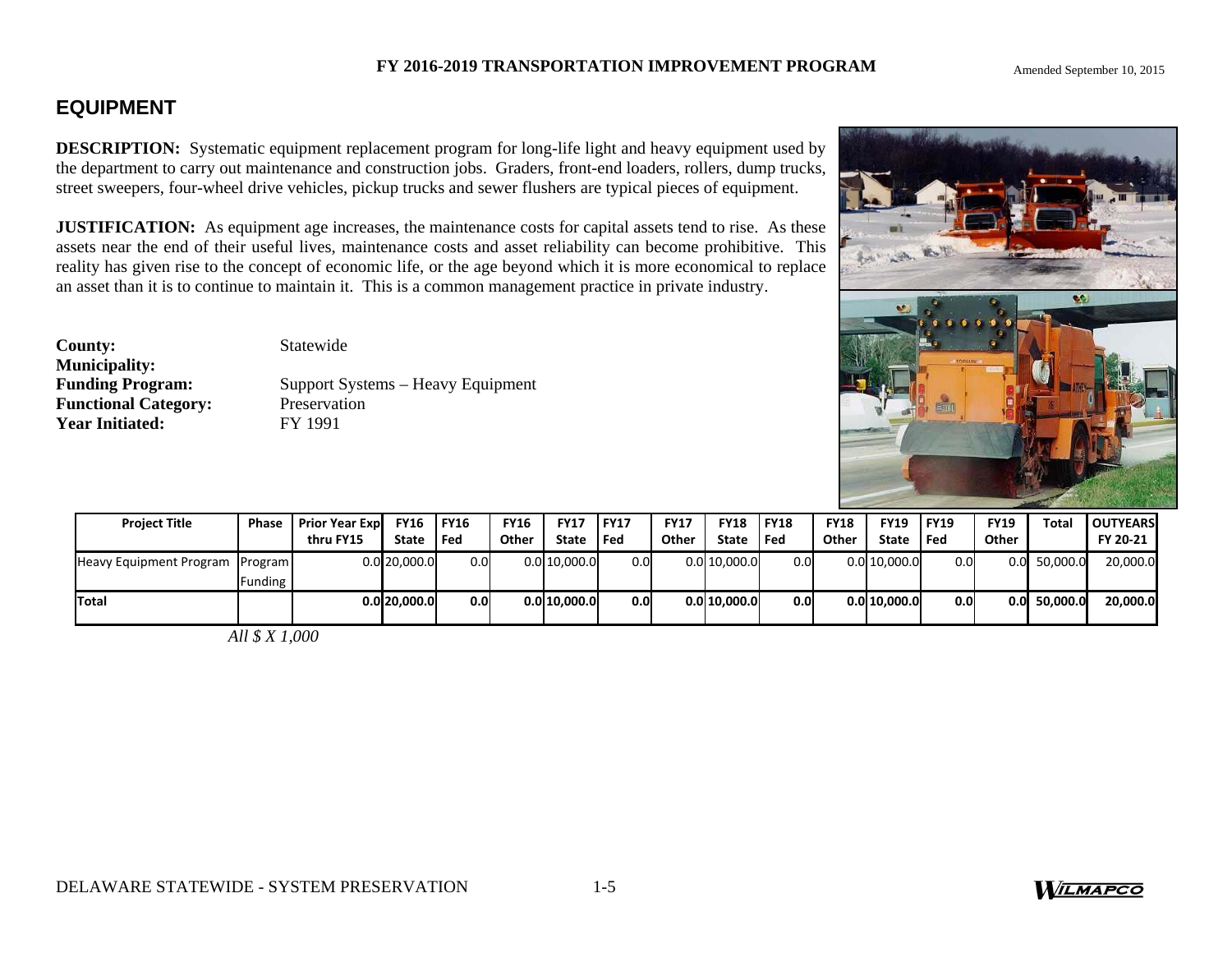## EQUIPMENT

**DESCRIPTION:** Systematic equipment replacement program for long-life light and heavy equipment used by the department to carry out maintenance and construction jobs. Graders, front-end loaders, rollers, dump trucks, street sweepers, four-wheel drive vehicles, pickup trucks and sewer flushers are typical pieces of equipment.

**JUSTIFICATION:** As equipment age increases, the maintenance costs for capital assets tend to rise. As these assets near the end of their useful lives, maintenance costs and asset reliability can become prohibitive. This reality has given rise to the concept of economic life, or the age beyond which it is more economical to replace an asset than it is to continue to maintain it. This is a common management practice in private industry.

**County:** Statewide
**Municipality:**
**Funding Program:** Support Systems – Heavy Equipment
**Functional Category:** Preservation
**Year Initiated:** FY 1991

| Project Title | Phase | Prior Year Exp thru FY15 | FY16 State | FY16 Fed | FY16 Other | FY17 State | FY17 Fed | FY17 Other | FY18 State | FY18 Fed | FY18 Other | FY19 State | FY19 Fed | FY19 Other | Total | OUTYEARS FY 20-21 |
|---|---|---|---|---|---|---|---|---|---|---|---|---|---|---|---|---|
| Heavy Equipment Program | Program Funding | 0.0 | 20,000.0 | 0.0 | 0.0 | 10,000.0 | 0.0 | 0.0 | 10,000.0 | 0.0 | 0.0 | 10,000.0 | 0.0 | 0.0 | 50,000.0 | 20,000.0 |
| **Total** | | **0.0** | **20,000.0** | **0.0** | **0.0** | **10,000.0** | **0.0** | **0.0** | **10,000.0** | **0.0** | **0.0** | **10,000.0** | **0.0** | **0.0** | **50,000.0** | **20,000.0** |

*All $ X 1,000*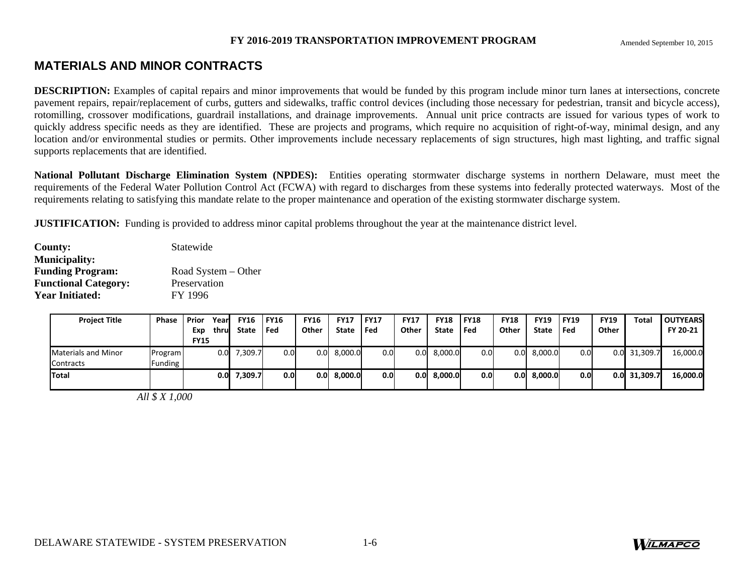# MATERIALS AND MINOR CONTRACTS

**DESCRIPTION:** Examples of capital repairs and minor improvements that would be funded by this program include minor turn lanes at intersections, concrete pavement repairs, repair/replacement of curbs, gutters and sidewalks, traffic control devices (including those necessary for pedestrian, transit and bicycle access), rotomilling, crossover modifications, guardrail installations, and drainage improvements. Annual unit price contracts are issued for various types of work to quickly address specific needs as they are identified. These are projects and programs, which require no acquisition of right-of-way, minimal design, and any location and/or environmental studies or permits. Other improvements include necessary replacements of sign structures, high mast lighting, and traffic signal supports replacements that are identified.

**National Pollutant Discharge Elimination System (NPDES):** Entities operating stormwater discharge systems in northern Delaware, must meet the requirements of the Federal Water Pollution Control Act (FCWA) with regard to discharges from these systems into federally protected waterways. Most of the requirements relating to satisfying this mandate relate to the proper maintenance and operation of the existing stormwater discharge system.

**JUSTIFICATION:** Funding is provided to address minor capital problems throughout the year at the maintenance district level.

**County:** Statewide
**Municipality:**
**Funding Program:** Road System – Other
**Functional Category:** Preservation
**Year Initiated:** FY 1996

| Project Title | Phase | Prior Year Exp thru FY15 | FY16 State | FY16 Fed | FY16 Other | FY17 State | FY17 Fed | FY17 Other | FY18 State | FY18 Fed | FY18 Other | FY19 State | FY19 Fed | FY19 Other | Total | OUTYEARS FY 20-21 |
|---|---|---|---|---|---|---|---|---|---|---|---|---|---|---|---|---|
| Materials and Minor Contracts | Program Funding | 0.0 | 7,309.7 | 0.0 | 0.0 | 8,000.0 | 0.0 | 0.0 | 8,000.0 | 0.0 | 0.0 | 8,000.0 | 0.0 | 0.0 | 31,309.7 | 16,000.0 |
| **Total** | | **0.0** | **7,309.7** | **0.0** | **0.0** | **8,000.0** | **0.0** | **0.0** | **8,000.0** | **0.0** | **0.0** | **8,000.0** | **0.0** | **0.0** | **31,309.7** | **16,000.0** |

*All $ X 1,000*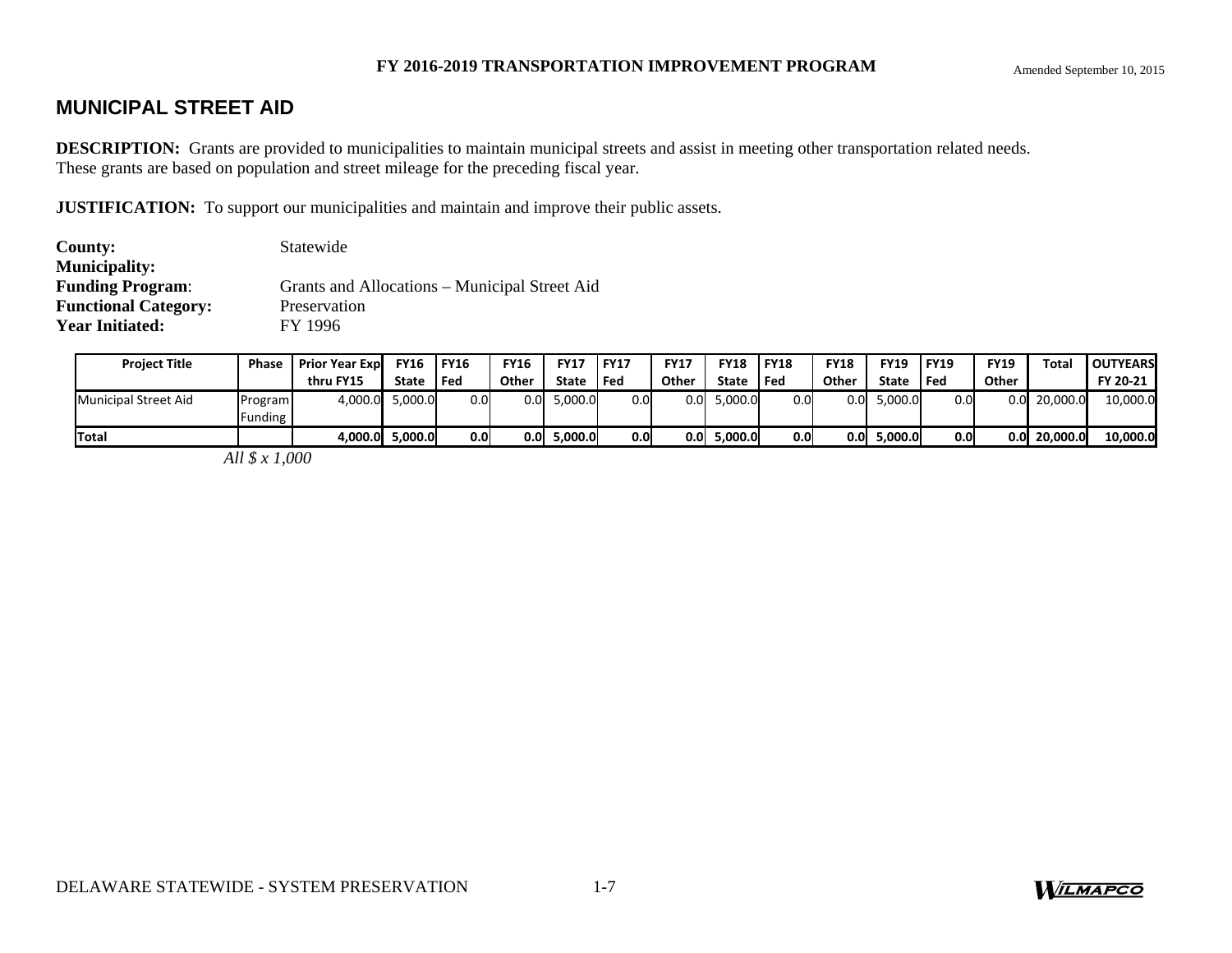## MUNICIPAL STREET AID

**DESCRIPTION:** Grants are provided to municipalities to maintain municipal streets and assist in meeting other transportation related needs. These grants are based on population and street mileage for the preceding fiscal year.

**JUSTIFICATION:** To support our municipalities and maintain and improve their public assets.

**County:** Statewide
**Municipality:**
**Funding Program**: Grants and Allocations – Municipal Street Aid
**Functional Category:** Preservation
**Year Initiated:** FY 1996

| Project Title | Phase | Prior Year Exp thru FY15 | FY16 State | FY16 Fed | FY16 Other | FY17 State | FY17 Fed | FY17 Other | FY18 State | FY18 Fed | FY18 Other | FY19 State | FY19 Fed | FY19 Other | Total | OUTYEARS FY 20-21 |
|---|---|---|---|---|---|---|---|---|---|---|---|---|---|---|---|---|
| Municipal Street Aid | Program Funding | 4,000.0 | 5,000.0 | 0.0 | 0.0 | 5,000.0 | 0.0 | 0.0 | 5,000.0 | 0.0 | 0.0 | 5,000.0 | 0.0 | 0.0 | 20,000.0 | 10,000.0 |
| **Total** | | **4,000.0** | **5,000.0** | **0.0** | **0.0** | **5,000.0** | **0.0** | **0.0** | **5,000.0** | **0.0** | **0.0** | **5,000.0** | **0.0** | **0.0** | **20,000.0** | **10,000.0** |

*All $ x 1,000*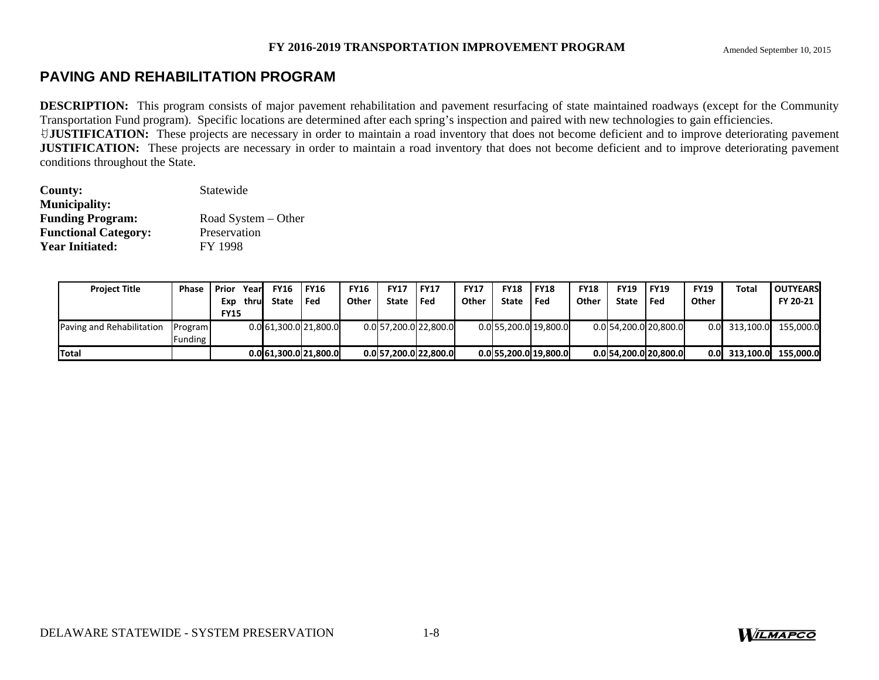## PAVING AND REHABILITATION PROGRAM

**DESCRIPTION:** This program consists of major pavement rehabilitation and pavement resurfacing of state maintained roadways (except for the Community Transportation Fund program). Specific locations are determined after each spring's inspection and paired with new technologies to gain efficiencies.

**JUSTIFICATION:** These projects are necessary in order to maintain a road inventory that does not become deficient and to improve deteriorating pavement

**JUSTIFICATION:** These projects are necessary in order to maintain a road inventory that does not become deficient and to improve deteriorating pavement conditions throughout the State.

**County:** Statewide
**Municipality:**
**Funding Program:** Road System – Other
**Functional Category:** Preservation
**Year Initiated:** FY 1998

| Project Title | Phase | Prior Year Exp thru FY15 | FY16 State | FY16 Fed | FY16 Other | FY17 State | FY17 Fed | FY17 Other | FY18 State | FY18 Fed | FY18 Other | FY19 State | FY19 Fed | FY19 Other | Total | OUTYEARS FY 20-21 |
|---|---|---|---|---|---|---|---|---|---|---|---|---|---|---|---|---|
| Paving and Rehabilitation | Program Funding | 0.0 | 61,300.0 | 21,800.0 | 0.0 | 57,200.0 | 22,800.0 | 0.0 | 55,200.0 | 19,800.0 | 0.0 | 54,200.0 | 20,800.0 | 0.0 | 313,100.0 | 155,000.0 |
| **Total** | | **0.0** | **61,300.0** | **21,800.0** | **0.0** | **57,200.0** | **22,800.0** | **0.0** | **55,200.0** | **19,800.0** | **0.0** | **54,200.0** | **20,800.0** | **0.0** | **313,100.0** | **155,000.0** |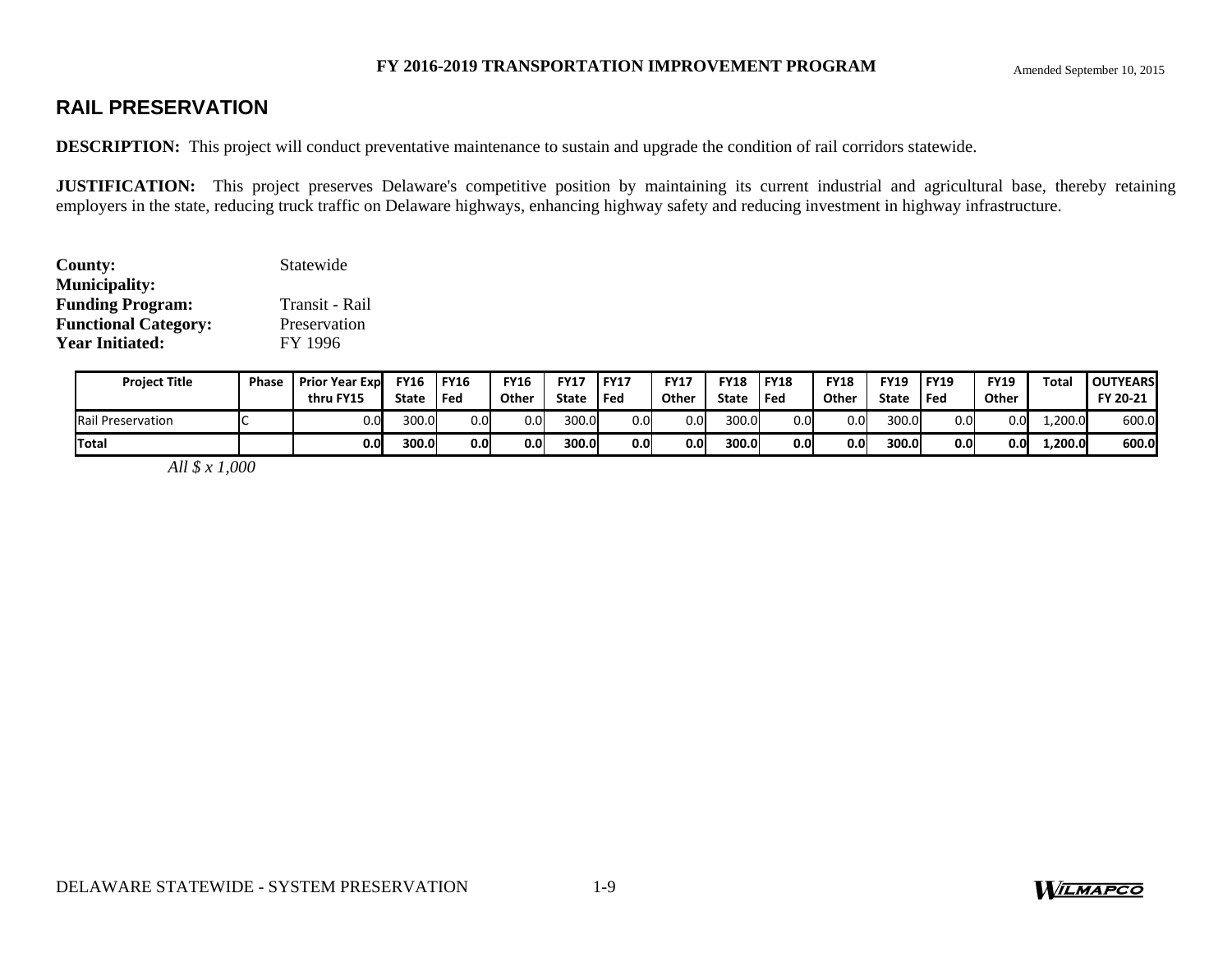## RAIL PRESERVATION

**DESCRIPTION:** This project will conduct preventative maintenance to sustain and upgrade the condition of rail corridors statewide.

**JUSTIFICATION:** This project preserves Delaware's competitive position by maintaining its current industrial and agricultural base, thereby retaining employers in the state, reducing truck traffic on Delaware highways, enhancing highway safety and reducing investment in highway infrastructure.

**County:** Statewide
**Municipality:**
**Funding Program:** Transit - Rail
**Functional Category:** Preservation
**Year Initiated:** FY 1996

| Project Title | Phase | Prior Year Exp thru FY15 | FY16 State | FY16 Fed | FY16 Other | FY17 State | FY17 Fed | FY17 Other | FY18 State | FY18 Fed | FY18 Other | FY19 State | FY19 Fed | FY19 Other | Total | OUTYEARS FY 20-21 |
|---|---|---|---|---|---|---|---|---|---|---|---|---|---|---|---|---|
| Rail Preservation | C | 0.0 | 300.0 | 0.0 | 0.0 | 300.0 | 0.0 | 0.0 | 300.0 | 0.0 | 0.0 | 300.0 | 0.0 | 0.0 | 1,200.0 | 600.0 |
| **Total** | | **0.0** | **300.0** | **0.0** | **0.0** | **300.0** | **0.0** | **0.0** | **300.0** | **0.0** | **0.0** | **300.0** | **0.0** | **0.0** | **1,200.0** | **600.0** |

*All $ x 1,000*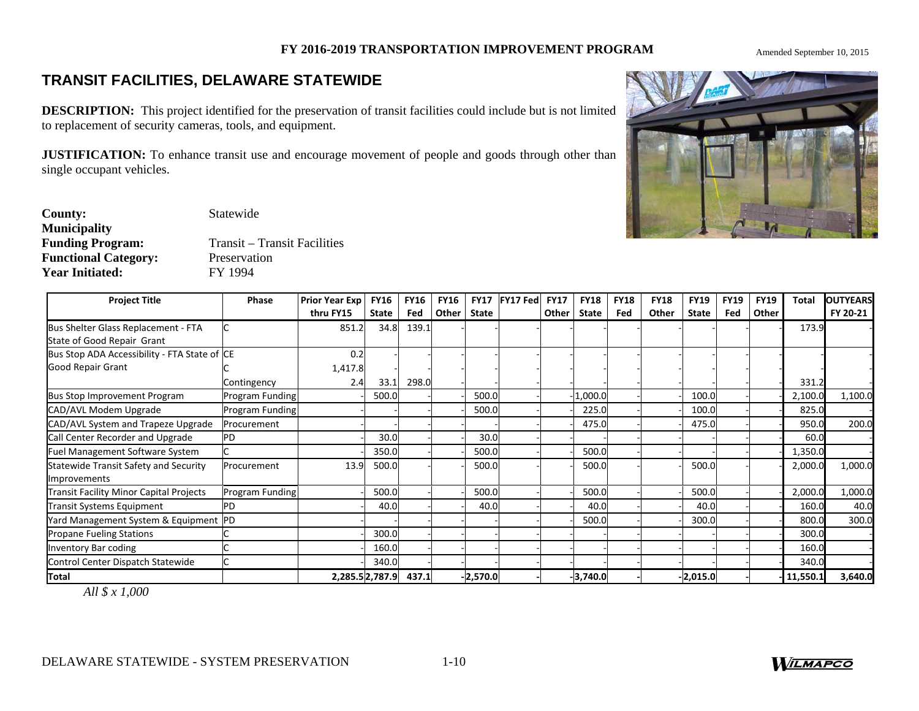# TRANSIT FACILITIES, DELAWARE STATEWIDE

**DESCRIPTION:** This project identified for the preservation of transit facilities could include but is not limited to replacement of security cameras, tools, and equipment.

**JUSTIFICATION:** To enhance transit use and encourage movement of people and goods through other than single occupant vehicles.

**County:** Statewide
**Municipality**
**Funding Program:** Transit – Transit Facilities
**Functional Category:** Preservation
**Year Initiated:** FY 1994

| Project Title | Phase | Prior Year Exp thru FY15 | FY16 State | FY16 Fed | FY16 Other | FY17 State | FY17 Fed | FY17 Other | FY18 State | FY18 Fed | FY18 Other | FY19 State | FY19 Fed | FY19 Other | Total | OUTYEARS FY 20-21 |
|---|---|---|---|---|---|---|---|---|---|---|---|---|---|---|---|---|
| Bus Shelter Glass Replacement - FTA State of Good Repair Grant | C | 851.2 | 34.8 | 139.1 | - | - | - | - | - | - | - | - | - | - | 173.9 | - |
| Bus Stop ADA Accessibility - FTA State of Good Repair Grant | CE | 0.2 | - | - | - | - | - | - | - | - | - | - | - | - | - | - |
| | C | 1,417.8 | - | - | - | - | - | - | - | - | - | - | - | - | - | - |
| | Contingency | 2.4 | 33.1 | 298.0 | - | - | - | - | - | - | - | - | - | - | 331.2 | - |
| Bus Stop Improvement Program | Program Funding | - | 500.0 | - | - | 500.0 | - | - | 1,000.0 | - | - | 100.0 | - | - | 2,100.0 | 1,100.0 |
| CAD/AVL Modem Upgrade | Program Funding | - | - | - | - | 500.0 | - | - | 225.0 | - | - | 100.0 | - | - | 825.0 | - |
| CAD/AVL System and Trapeze Upgrade | Procurement | - | - | - | - | - | - | - | 475.0 | - | - | 475.0 | - | - | 950.0 | 200.0 |
| Call Center Recorder and Upgrade | PD | - | 30.0 | - | - | 30.0 | - | - | - | - | - | - | - | - | 60.0 | - |
| Fuel Management Software System | C | - | 350.0 | - | - | 500.0 | - | - | 500.0 | - | - | - | - | - | 1,350.0 | - |
| Statewide Transit Safety and Security Improvements | Procurement | 13.9 | 500.0 | - | - | 500.0 | - | - | 500.0 | - | - | 500.0 | - | - | 2,000.0 | 1,000.0 |
| Transit Facility Minor Capital Projects | Program Funding | - | 500.0 | - | - | 500.0 | - | - | 500.0 | - | - | 500.0 | - | - | 2,000.0 | 1,000.0 |
| Transit Systems Equipment | PD | - | 40.0 | - | - | 40.0 | - | - | 40.0 | - | - | 40.0 | - | - | 160.0 | 40.0 |
| Yard Management System & Equipment | PD | - | - | - | - | - | - | - | 500.0 | - | - | 300.0 | - | - | 800.0 | 300.0 |
| Propane Fueling Stations | C | - | 300.0 | - | - | - | - | - | - | - | - | - | - | - | 300.0 | - |
| Inventory Bar coding | C | - | 160.0 | - | - | - | - | - | - | - | - | - | - | - | 160.0 | - |
| Control Center Dispatch Statewide | C | - | 340.0 | - | - | - | - | - | - | - | - | - | - | - | 340.0 | - |
| **Total** | | **2,285.5** | **2,787.9** | **437.1** | **-** | **2,570.0** | **-** | **-** | **3,740.0** | **-** | **-** | **2,015.0** | **-** | **-** | **11,550.1** | **3,640.0** |

*All $ x 1,000*

DELAWARE STATEWIDE - SYSTEM PRESERVATION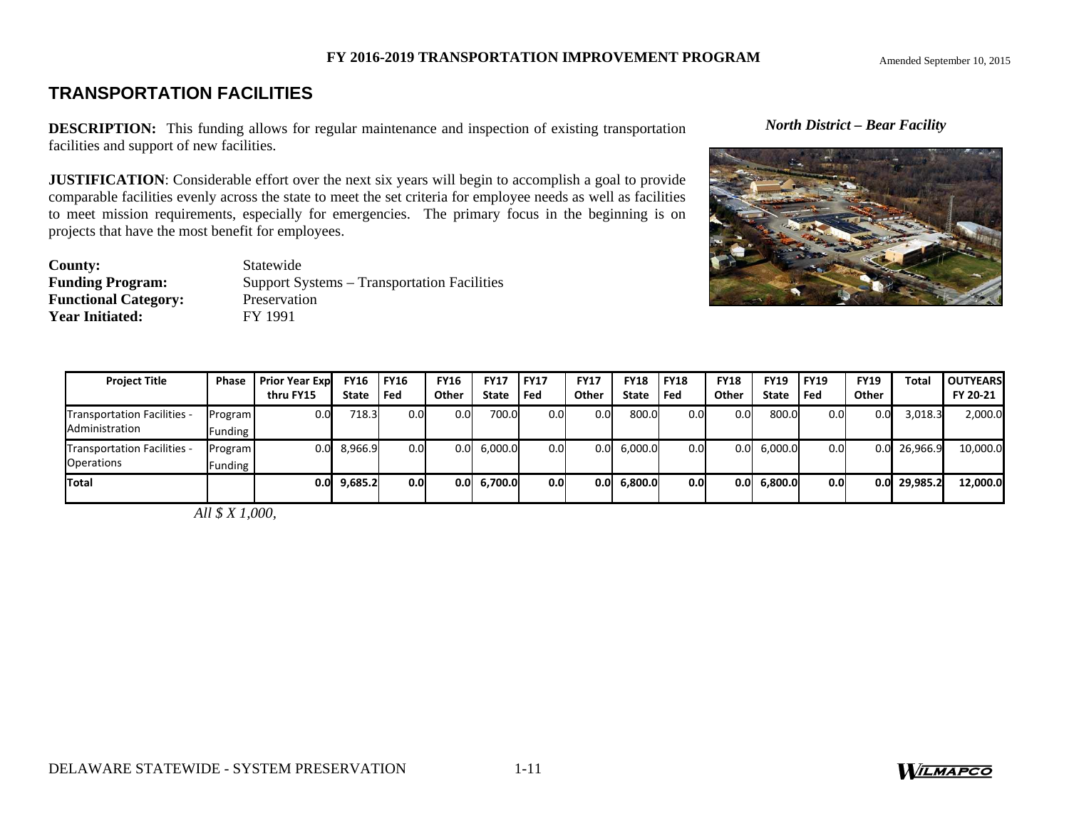# TRANSPORTATION FACILITIES

**DESCRIPTION:** This funding allows for regular maintenance and inspection of existing transportation facilities and support of new facilities.

**JUSTIFICATION**: Considerable effort over the next six years will begin to accomplish a goal to provide comparable facilities evenly across the state to meet the set criteria for employee needs as well as facilities to meet mission requirements, especially for emergencies. The primary focus in the beginning is on projects that have the most benefit for employees.

**County:** Statewide
**Funding Program:** Support Systems – Transportation Facilities
**Functional Category:** Preservation
**Year Initiated:** FY 1991

*North District – Bear Facility*

| Project Title | Phase | Prior Year Exp thru FY15 | FY16 State | FY16 Fed | FY16 Other | FY17 State | FY17 Fed | FY17 Other | FY18 State | FY18 Fed | FY18 Other | FY19 State | FY19 Fed | FY19 Other | Total | OUTYEARS FY 20-21 |
|---|---|---|---|---|---|---|---|---|---|---|---|---|---|---|---|---|
| Transportation Facilities - Administration | Program Funding | 0.0 | 718.3 | 0.0 | 0.0 | 700.0 | 0.0 | 0.0 | 800.0 | 0.0 | 0.0 | 800.0 | 0.0 | 0.0 | 3,018.3 | 2,000.0 |
| Transportation Facilities - Operations | Program Funding | 0.0 | 8,966.9 | 0.0 | 0.0 | 6,000.0 | 0.0 | 0.0 | 6,000.0 | 0.0 | 0.0 | 6,000.0 | 0.0 | 0.0 | 26,966.9 | 10,000.0 |
| **Total** | | **0.0** | **9,685.2** | **0.0** | **0.0** | **6,700.0** | **0.0** | **0.0** | **6,800.0** | **0.0** | **0.0** | **6,800.0** | **0.0** | **0.0** | **29,985.2** | **12,000.0** |

*All $ X 1,000,*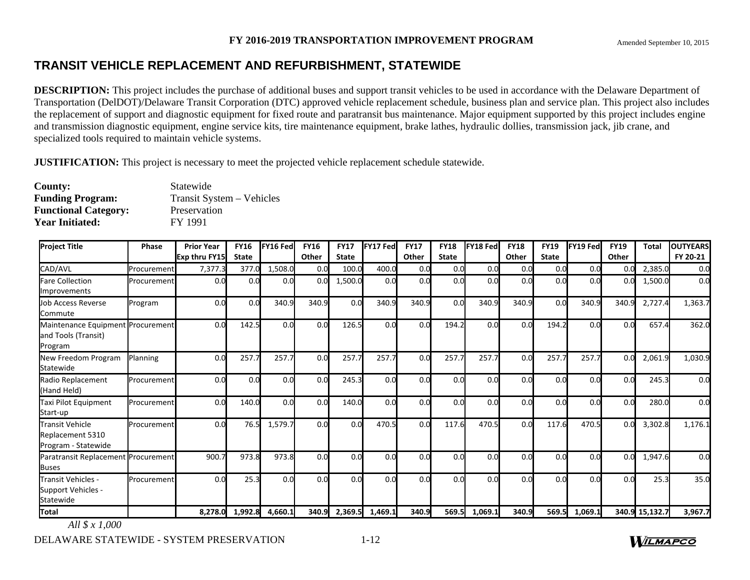## TRANSIT VEHICLE REPLACEMENT AND REFURBISHMENT, STATEWIDE

**DESCRIPTION:** This project includes the purchase of additional buses and support transit vehicles to be used in accordance with the Delaware Department of Transportation (DelDOT)/Delaware Transit Corporation (DTC) approved vehicle replacement schedule, business plan and service plan. This project also includes the replacement of support and diagnostic equipment for fixed route and paratransit bus maintenance. Major equipment supported by this project includes engine and transmission diagnostic equipment, engine service kits, tire maintenance equipment, brake lathes, hydraulic dollies, transmission jack, jib crane, and specialized tools required to maintain vehicle systems.

**JUSTIFICATION:** This project is necessary to meet the projected vehicle replacement schedule statewide.

**County:** Statewide
**Funding Program:** Transit System – Vehicles
**Functional Category:** Preservation
**Year Initiated:** FY 1991

| Project Title | Phase | Prior Year Exp thru FY15 | FY16 State | FY16 Fed | FY16 Other | FY17 State | FY17 Fed | FY17 Other | FY18 State | FY18 Fed | FY18 Other | FY19 State | FY19 Fed | FY19 Other | Total | OUTYEARS FY 20-21 |
|---|---|---|---|---|---|---|---|---|---|---|---|---|---|---|---|---|
| CAD/AVL | Procurement | 7,377.3 | 377.0 | 1,508.0 | 0.0 | 100.0 | 400.0 | 0.0 | 0.0 | 0.0 | 0.0 | 0.0 | 0.0 | 0.0 | 2,385.0 | 0.0 |
| Fare Collection Improvements | Procurement | 0.0 | 0.0 | 0.0 | 0.0 | 1,500.0 | 0.0 | 0.0 | 0.0 | 0.0 | 0.0 | 0.0 | 0.0 | 0.0 | 1,500.0 | 0.0 |
| Job Access Reverse Commute | Program | 0.0 | 0.0 | 340.9 | 340.9 | 0.0 | 340.9 | 340.9 | 0.0 | 340.9 | 340.9 | 0.0 | 340.9 | 340.9 | 2,727.4 | 1,363.7 |
| Maintenance Equipment and Tools (Transit) Program | Procurement | 0.0 | 142.5 | 0.0 | 0.0 | 126.5 | 0.0 | 0.0 | 194.2 | 0.0 | 0.0 | 194.2 | 0.0 | 0.0 | 657.4 | 362.0 |
| New Freedom Program Statewide | Planning | 0.0 | 257.7 | 257.7 | 0.0 | 257.7 | 257.7 | 0.0 | 257.7 | 257.7 | 0.0 | 257.7 | 257.7 | 0.0 | 2,061.9 | 1,030.9 |
| Radio Replacement (Hand Held) | Procurement | 0.0 | 0.0 | 0.0 | 0.0 | 245.3 | 0.0 | 0.0 | 0.0 | 0.0 | 0.0 | 0.0 | 0.0 | 0.0 | 245.3 | 0.0 |
| Taxi Pilot Equipment Start-up | Procurement | 0.0 | 140.0 | 0.0 | 0.0 | 140.0 | 0.0 | 0.0 | 0.0 | 0.0 | 0.0 | 0.0 | 0.0 | 0.0 | 280.0 | 0.0 |
| Transit Vehicle Replacement 5310 Program - Statewide | Procurement | 0.0 | 76.5 | 1,579.7 | 0.0 | 0.0 | 470.5 | 0.0 | 117.6 | 470.5 | 0.0 | 117.6 | 470.5 | 0.0 | 3,302.8 | 1,176.1 |
| Paratransit Replacement Buses | Procurement | 900.7 | 973.8 | 973.8 | 0.0 | 0.0 | 0.0 | 0.0 | 0.0 | 0.0 | 0.0 | 0.0 | 0.0 | 0.0 | 1,947.6 | 0.0 |
| Transit Vehicles - Support Vehicles - Statewide | Procurement | 0.0 | 25.3 | 0.0 | 0.0 | 0.0 | 0.0 | 0.0 | 0.0 | 0.0 | 0.0 | 0.0 | 0.0 | 0.0 | 25.3 | 35.0 |
| **Total** | | **8,278.0** | **1,992.8** | **4,660.1** | **340.9** | **2,369.5** | **1,469.1** | **340.9** | **569.5** | **1,069.1** | **340.9** | **569.5** | **1,069.1** | **340.9** | **15,132.7** | **3,967.7** |

*All $ x 1,000*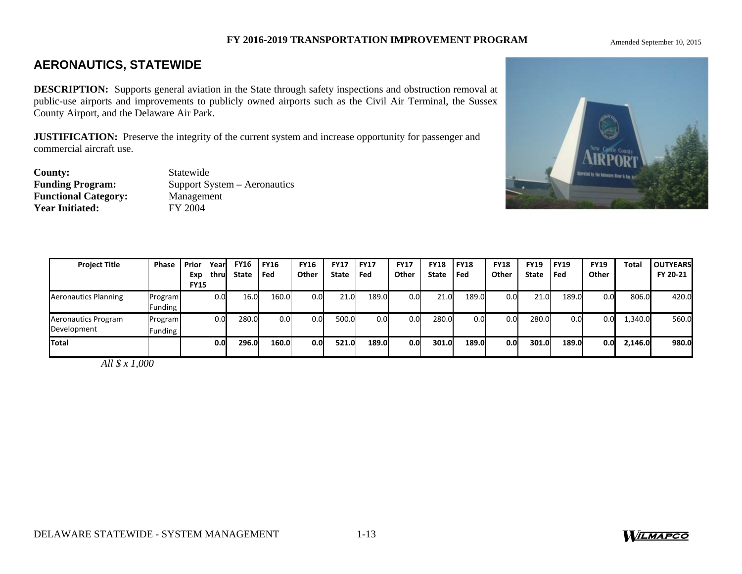# AERONAUTICS, STATEWIDE

**DESCRIPTION:** Supports general aviation in the State through safety inspections and obstruction removal at public-use airports and improvements to publicly owned airports such as the Civil Air Terminal, the Sussex County Airport, and the Delaware Air Park.

**JUSTIFICATION:** Preserve the integrity of the current system and increase opportunity for passenger and commercial aircraft use.

**County:** Statewide
**Funding Program:** Support System – Aeronautics
**Functional Category:** Management
**Year Initiated:** FY 2004

| Project Title | Phase | Prior Year Exp thru FY15 | FY16 State | FY16 Fed | FY16 Other | FY17 State | FY17 Fed | FY17 Other | FY18 State | FY18 Fed | FY18 Other | FY19 State | FY19 Fed | FY19 Other | Total | OUTYEARS FY 20-21 |
|---|---|---|---|---|---|---|---|---|---|---|---|---|---|---|---|---|
| Aeronautics Planning | Program Funding | 0.0 | 16.0 | 160.0 | 0.0 | 21.0 | 189.0 | 0.0 | 21.0 | 189.0 | 0.0 | 21.0 | 189.0 | 0.0 | 806.0 | 420.0 |
| Aeronautics Program Development | Program Funding | 0.0 | 280.0 | 0.0 | 0.0 | 500.0 | 0.0 | 0.0 | 280.0 | 0.0 | 0.0 | 280.0 | 0.0 | 0.0 | 1,340.0 | 560.0 |
| **Total** | | **0.0** | **296.0** | **160.0** | **0.0** | **521.0** | **189.0** | **0.0** | **301.0** | **189.0** | **0.0** | **301.0** | **189.0** | **0.0** | **2,146.0** | **980.0** |

*All $ x 1,000*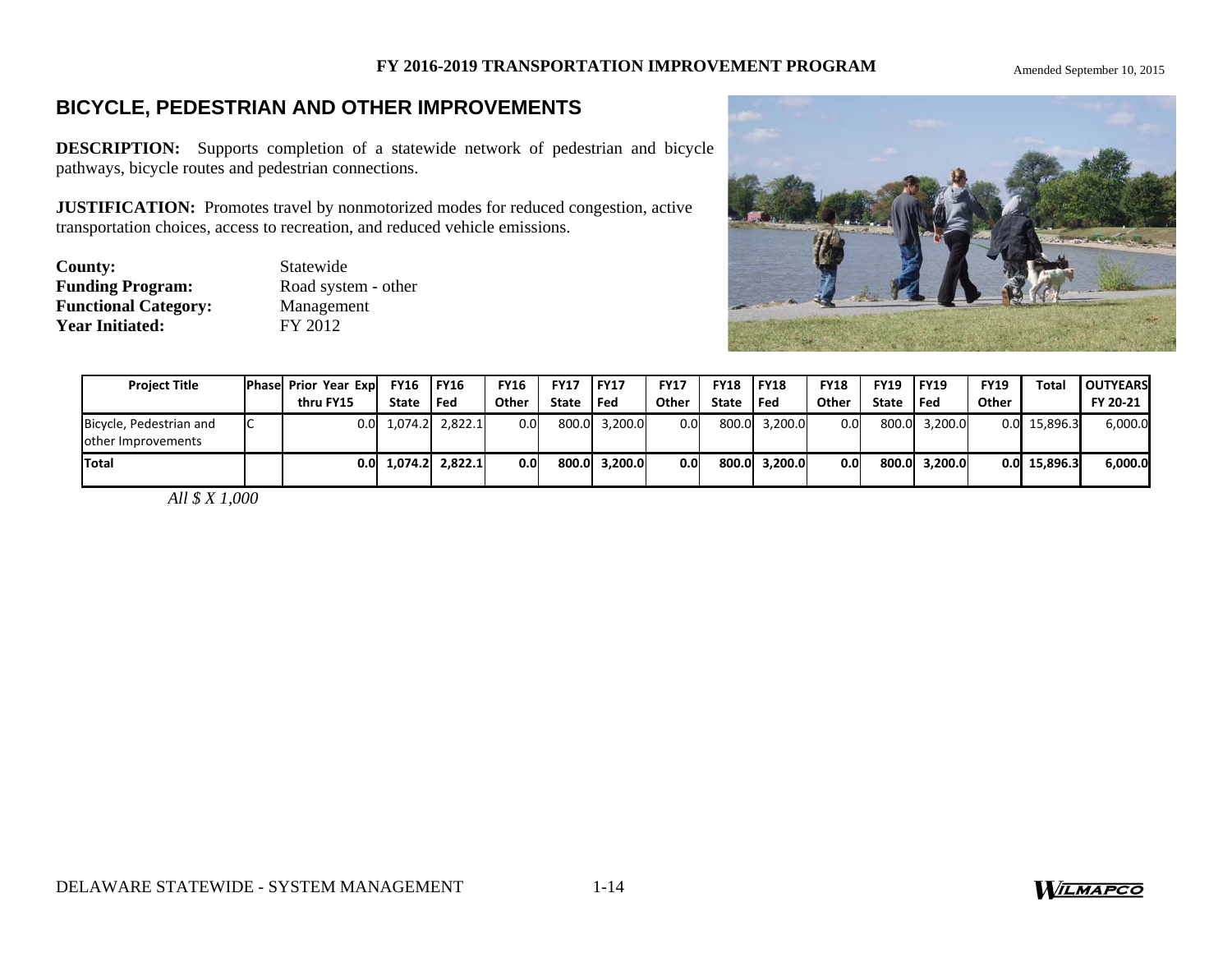# BICYCLE, PEDESTRIAN AND OTHER IMPROVEMENTS

**DESCRIPTION:** Supports completion of a statewide network of pedestrian and bicycle pathways, bicycle routes and pedestrian connections.

**JUSTIFICATION:** Promotes travel by nonmotorized modes for reduced congestion, active transportation choices, access to recreation, and reduced vehicle emissions.

**County:** Statewide
**Funding Program:** Road system - other
**Functional Category:** Management
**Year Initiated:** FY 2012

| Project Title | Phase | Prior Year Exp thru FY15 | FY16 State | FY16 Fed | FY16 Other | FY17 State | FY17 Fed | FY17 Other | FY18 State | FY18 Fed | FY18 Other | FY19 State | FY19 Fed | FY19 Other | Total | OUTYEARS FY 20-21 |
|---|---|---|---|---|---|---|---|---|---|---|---|---|---|---|---|---|
| Bicycle, Pedestrian and other Improvements | C | 0.0 | 1,074.2 | 2,822.1 | 0.0 | 800.0 | 3,200.0 | 0.0 | 800.0 | 3,200.0 | 0.0 | 800.0 | 3,200.0 | 0.0 | 15,896.3 | 6,000.0 |
| **Total** | | **0.0** | **1,074.2** | **2,822.1** | **0.0** | **800.0** | **3,200.0** | **0.0** | **800.0** | **3,200.0** | **0.0** | **800.0** | **3,200.0** | **0.0** | **15,896.3** | **6,000.0** |

*All $ X 1,000*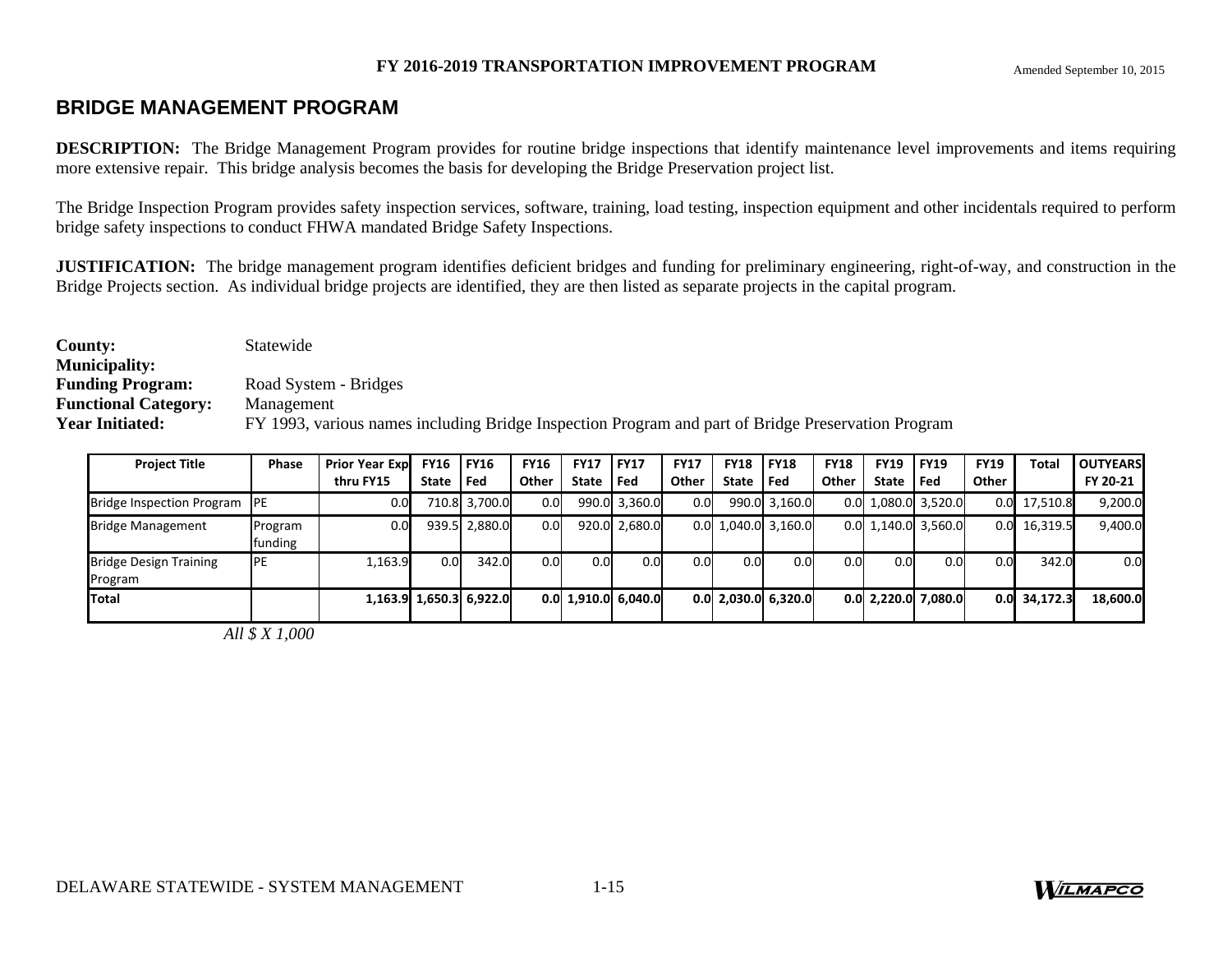## BRIDGE MANAGEMENT PROGRAM

**DESCRIPTION:** The Bridge Management Program provides for routine bridge inspections that identify maintenance level improvements and items requiring more extensive repair. This bridge analysis becomes the basis for developing the Bridge Preservation project list.

The Bridge Inspection Program provides safety inspection services, software, training, load testing, inspection equipment and other incidentals required to perform bridge safety inspections to conduct FHWA mandated Bridge Safety Inspections.

**JUSTIFICATION:** The bridge management program identifies deficient bridges and funding for preliminary engineering, right-of-way, and construction in the Bridge Projects section. As individual bridge projects are identified, they are then listed as separate projects in the capital program.

**County:** Statewide
**Municipality:**
**Funding Program:** Road System - Bridges
**Functional Category:** Management
**Year Initiated:** FY 1993, various names including Bridge Inspection Program and part of Bridge Preservation Program

| Project Title | Phase | Prior Year Exp thru FY15 | FY16 State | FY16 Fed | FY16 Other | FY17 State | FY17 Fed | FY17 Other | FY18 State | FY18 Fed | FY18 Other | FY19 State | FY19 Fed | FY19 Other | Total | OUTYEARS FY 20-21 |
|---|---|---|---|---|---|---|---|---|---|---|---|---|---|---|---|---|
| Bridge Inspection Program | PE | 0.0 | 710.8 | 3,700.0 | 0.0 | 990.0 | 3,360.0 | 0.0 | 990.0 | 3,160.0 | 0.0 | 1,080.0 | 3,520.0 | 0.0 | 17,510.8 | 9,200.0 |
| Bridge Management | Program funding | 0.0 | 939.5 | 2,880.0 | 0.0 | 920.0 | 2,680.0 | 0.0 | 1,040.0 | 3,160.0 | 0.0 | 1,140.0 | 3,560.0 | 0.0 | 16,319.5 | 9,400.0 |
| Bridge Design Training Program | PE | 1,163.9 | 0.0 | 342.0 | 0.0 | 0.0 | 0.0 | 0.0 | 0.0 | 0.0 | 0.0 | 0.0 | 0.0 | 0.0 | 342.0 | 0.0 |
| **Total** | | **1,163.9** | **1,650.3** | **6,922.0** | **0.0** | **1,910.0** | **6,040.0** | **0.0** | **2,030.0** | **6,320.0** | **0.0** | **2,220.0** | **7,080.0** | **0.0** | **34,172.3** | **18,600.0** |

*All $ X 1,000*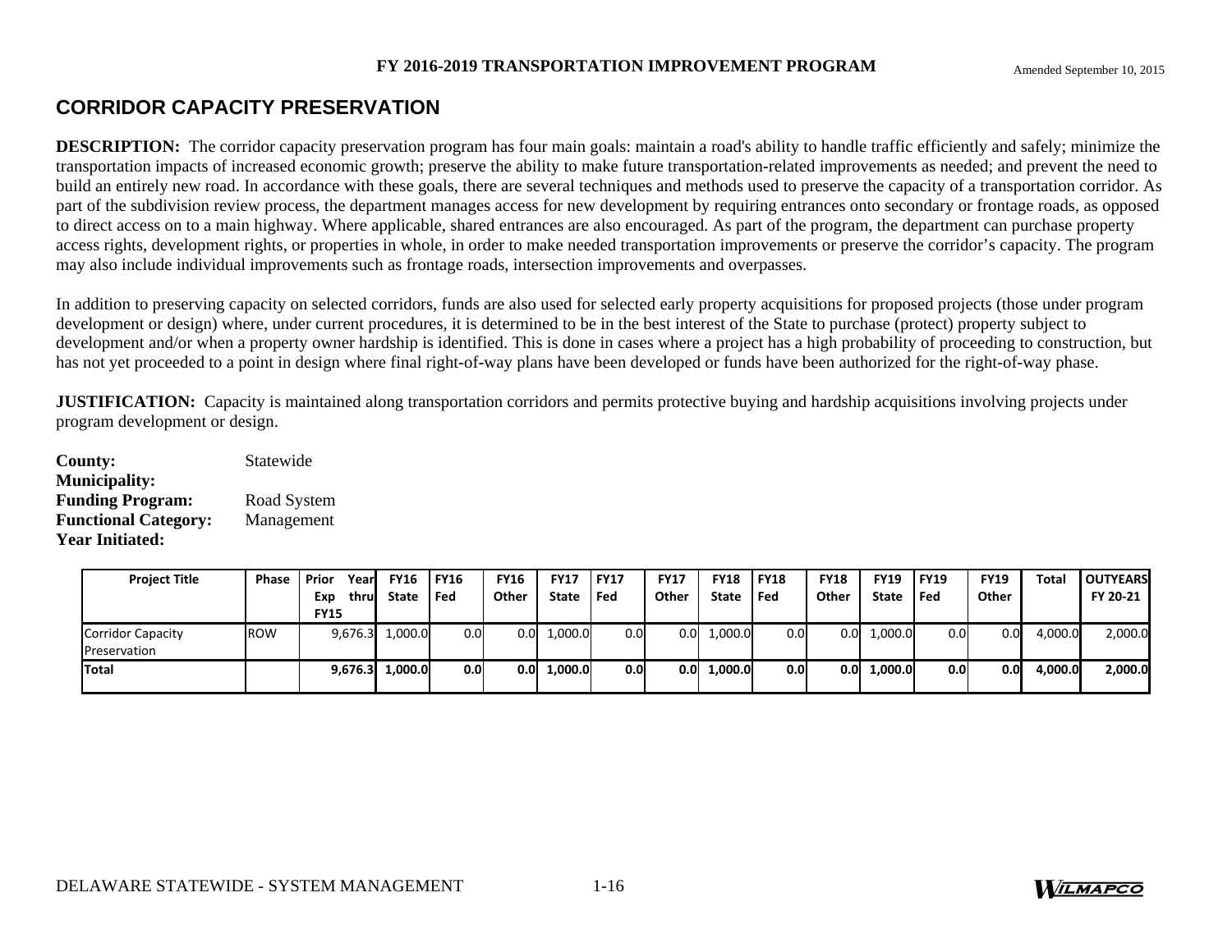# CORRIDOR CAPACITY PRESERVATION

**DESCRIPTION:** The corridor capacity preservation program has four main goals: maintain a road's ability to handle traffic efficiently and safely; minimize the transportation impacts of increased economic growth; preserve the ability to make future transportation-related improvements as needed; and prevent the need to build an entirely new road. In accordance with these goals, there are several techniques and methods used to preserve the capacity of a transportation corridor. As part of the subdivision review process, the department manages access for new development by requiring entrances onto secondary or frontage roads, as opposed to direct access on to a main highway. Where applicable, shared entrances are also encouraged. As part of the program, the department can purchase property access rights, development rights, or properties in whole, in order to make needed transportation improvements or preserve the corridor's capacity. The program may also include individual improvements such as frontage roads, intersection improvements and overpasses.

In addition to preserving capacity on selected corridors, funds are also used for selected early property acquisitions for proposed projects (those under program development or design) where, under current procedures, it is determined to be in the best interest of the State to purchase (protect) property subject to development and/or when a property owner hardship is identified. This is done in cases where a project has a high probability of proceeding to construction, but has not yet proceeded to a point in design where final right-of-way plans have been developed or funds have been authorized for the right-of-way phase.

**JUSTIFICATION:** Capacity is maintained along transportation corridors and permits protective buying and hardship acquisitions involving projects under program development or design.

**County:** Statewide
**Municipality:**
**Funding Program:** Road System
**Functional Category:** Management
**Year Initiated:**

| Project Title | Phase | Prior Year Exp thru FY15 | FY16 State | FY16 Fed | FY16 Other | FY17 State | FY17 Fed | FY17 Other | FY18 State | FY18 Fed | FY18 Other | FY19 State | FY19 Fed | FY19 Other | Total | OUTYEARS FY 20-21 |
|---|---|---|---|---|---|---|---|---|---|---|---|---|---|---|---|---|
| Corridor Capacity Preservation | ROW | 9,676.3 | 1,000.0 | 0.0 | 0.0 | 1,000.0 | 0.0 | 0.0 | 1,000.0 | 0.0 | 0.0 | 1,000.0 | 0.0 | 0.0 | 4,000.0 | 2,000.0 |
| **Total** | | **9,676.3** | **1,000.0** | **0.0** | **0.0** | **1,000.0** | **0.0** | **0.0** | **1,000.0** | **0.0** | **0.0** | **1,000.0** | **0.0** | **0.0** | **4,000.0** | **2,000.0** |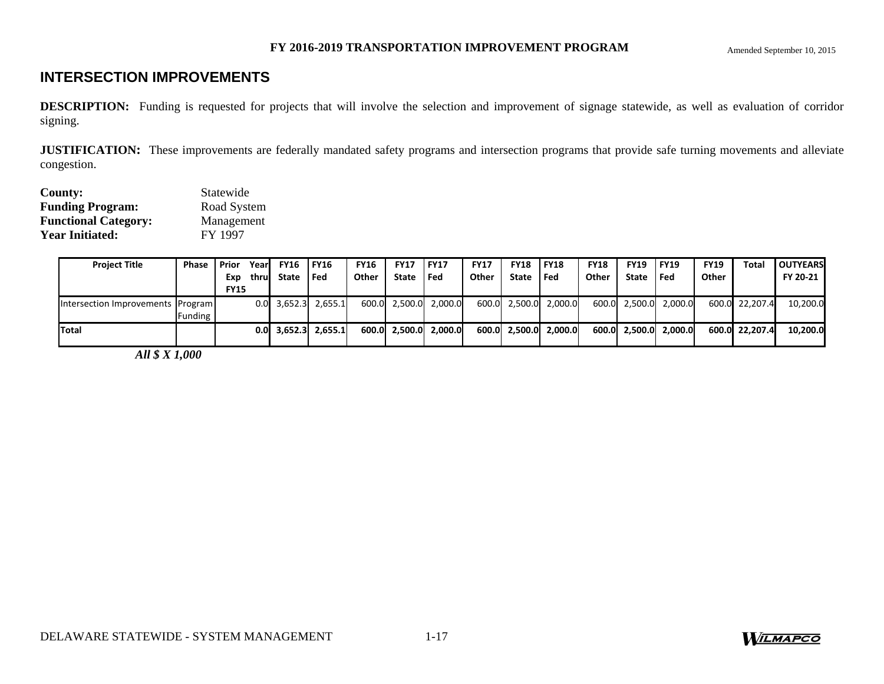# INTERSECTION IMPROVEMENTS

**DESCRIPTION:** Funding is requested for projects that will involve the selection and improvement of signage statewide, as well as evaluation of corridor signing.

**JUSTIFICATION:** These improvements are federally mandated safety programs and intersection programs that provide safe turning movements and alleviate congestion.

**County:** Statewide
**Funding Program:** Road System
**Functional Category:** Management
**Year Initiated:** FY 1997

| Project Title | Phase | Prior Year Exp thru FY15 | FY16 State | FY16 Fed | FY16 Other | FY17 State | FY17 Fed | FY17 Other | FY18 State | FY18 Fed | FY18 Other | FY19 State | FY19 Fed | FY19 Other | Total | OUTYEARS FY 20-21 |
|---|---|---|---|---|---|---|---|---|---|---|---|---|---|---|---|---|
| Intersection Improvements | Program Funding | 0.0 | 3,652.3 | 2,655.1 | 600.0 | 2,500.0 | 2,000.0 | 600.0 | 2,500.0 | 2,000.0 | 600.0 | 2,500.0 | 2,000.0 | 600.0 | 22,207.4 | 10,200.0 |
| **Total** | | **0.0** | **3,652.3** | **2,655.1** | **600.0** | **2,500.0** | **2,000.0** | **600.0** | **2,500.0** | **2,000.0** | **600.0** | **2,500.0** | **2,000.0** | **600.0** | **22,207.4** | **10,200.0** |

***All $ X 1,000***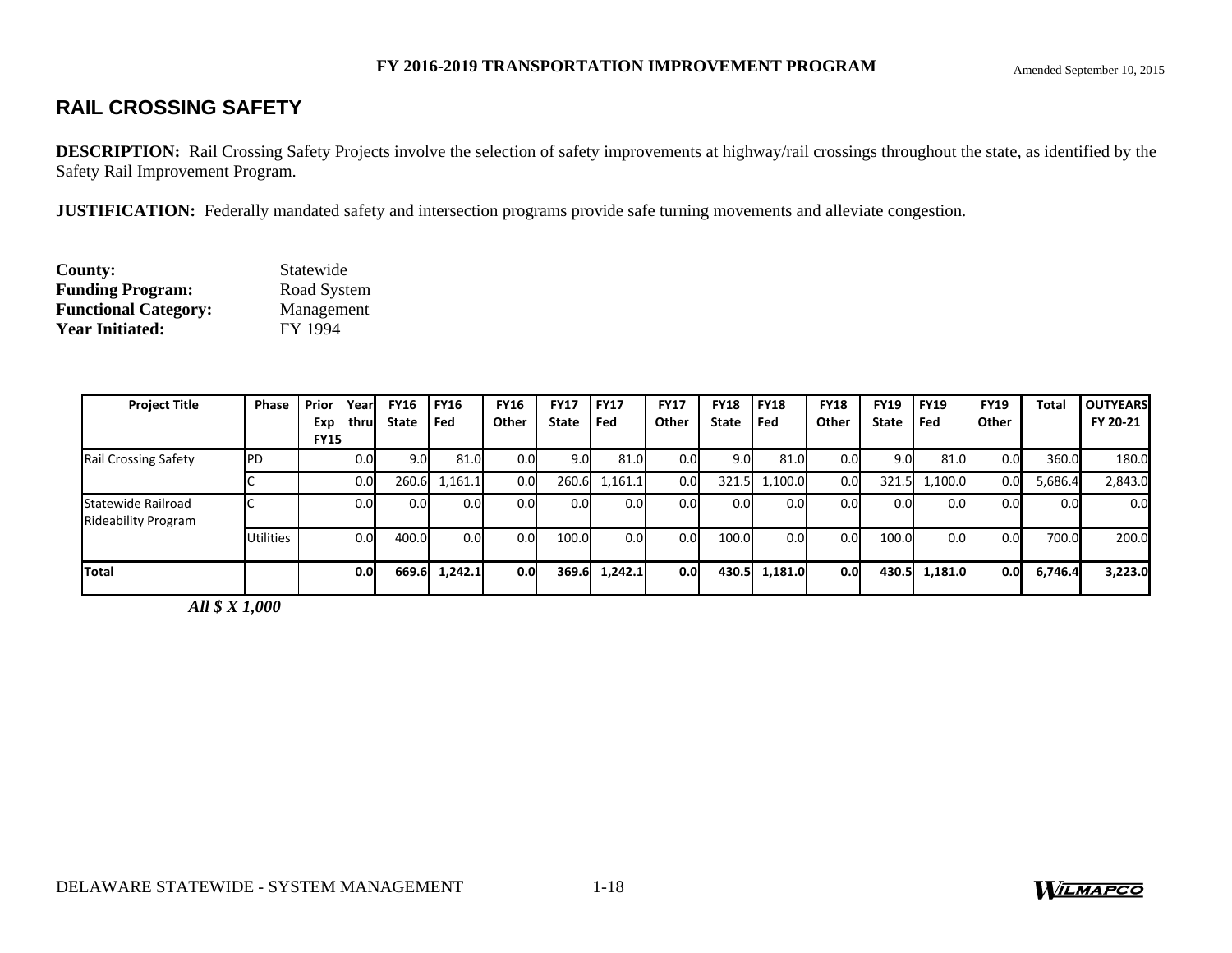# RAIL CROSSING SAFETY

**DESCRIPTION:** Rail Crossing Safety Projects involve the selection of safety improvements at highway/rail crossings throughout the state, as identified by the Safety Rail Improvement Program.

**JUSTIFICATION:** Federally mandated safety and intersection programs provide safe turning movements and alleviate congestion.

**County:** Statewide
**Funding Program:** Road System
**Functional Category:** Management
**Year Initiated:** FY 1994

| Project Title | Phase | Prior Year Exp thru FY15 | FY16 State | FY16 Fed | FY16 Other | FY17 State | FY17 Fed | FY17 Other | FY18 State | FY18 Fed | FY18 Other | FY19 State | FY19 Fed | FY19 Other | Total | OUTYEARS FY 20-21 |
|---|---|---|---|---|---|---|---|---|---|---|---|---|---|---|---|---|
| Rail Crossing Safety | PD | 0.0 | 9.0 | 81.0 | 0.0 | 9.0 | 81.0 | 0.0 | 9.0 | 81.0 | 0.0 | 9.0 | 81.0 | 0.0 | 360.0 | 180.0 |
| | C | 0.0 | 260.6 | 1,161.1 | 0.0 | 260.6 | 1,161.1 | 0.0 | 321.5 | 1,100.0 | 0.0 | 321.5 | 1,100.0 | 0.0 | 5,686.4 | 2,843.0 |
| Statewide Railroad Rideability Program | C | 0.0 | 0.0 | 0.0 | 0.0 | 0.0 | 0.0 | 0.0 | 0.0 | 0.0 | 0.0 | 0.0 | 0.0 | 0.0 | 0.0 | 0.0 |
| | Utilities | 0.0 | 400.0 | 0.0 | 0.0 | 100.0 | 0.0 | 0.0 | 100.0 | 0.0 | 0.0 | 100.0 | 0.0 | 0.0 | 700.0 | 200.0 |
| **Total** | | **0.0** | **669.6** | **1,242.1** | **0.0** | **369.6** | **1,242.1** | **0.0** | **430.5** | **1,181.0** | **0.0** | **430.5** | **1,181.0** | **0.0** | **6,746.4** | **3,223.0** |

***All $ X 1,000***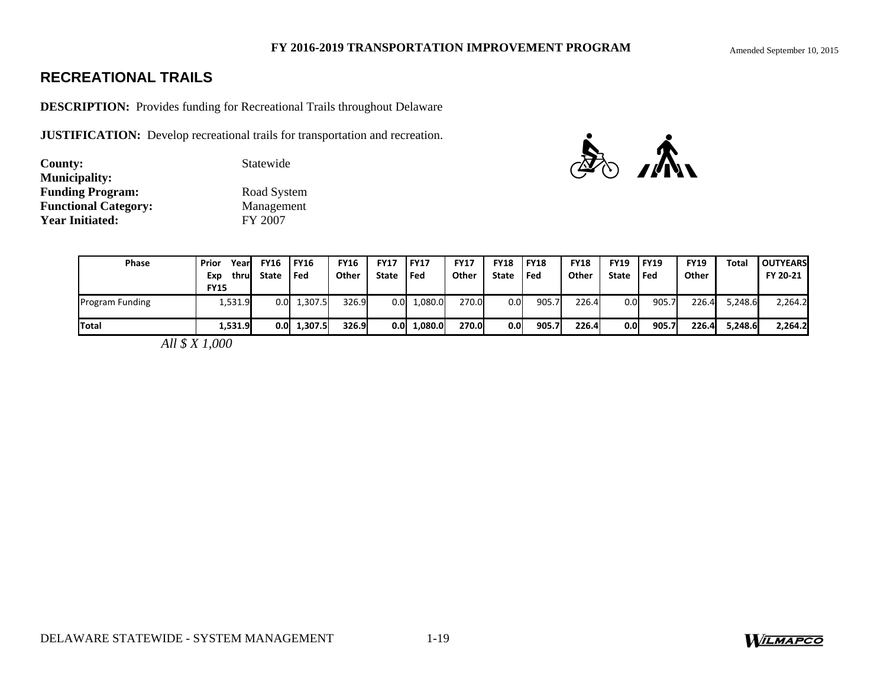## RECREATIONAL TRAILS

**DESCRIPTION:** Provides funding for Recreational Trails throughout Delaware

**JUSTIFICATION:** Develop recreational trails for transportation and recreation.

**County:** Statewide
**Municipality:**
**Funding Program:** Road System
**Functional Category:** Management
**Year Initiated:** FY 2007

| Phase | Prior Year Exp thru FY15 | FY16 State | FY16 Fed | FY16 Other | FY17 State | FY17 Fed | FY17 Other | FY18 State | FY18 Fed | FY18 Other | FY19 State | FY19 Fed | FY19 Other | Total | OUTYEARS FY 20-21 |
|---|---|---|---|---|---|---|---|---|---|---|---|---|---|---|---|
| Program Funding | 1,531.9 | 0.0 | 1,307.5 | 326.9 | 0.0 | 1,080.0 | 270.0 | 0.0 | 905.7 | 226.4 | 0.0 | 905.7 | 226.4 | 5,248.6 | 2,264.2 |
| **Total** | **1,531.9** | **0.0** | **1,307.5** | **326.9** | **0.0** | **1,080.0** | **270.0** | **0.0** | **905.7** | **226.4** | **0.0** | **905.7** | **226.4** | **5,248.6** | **2,264.2** |

*All $ X 1,000*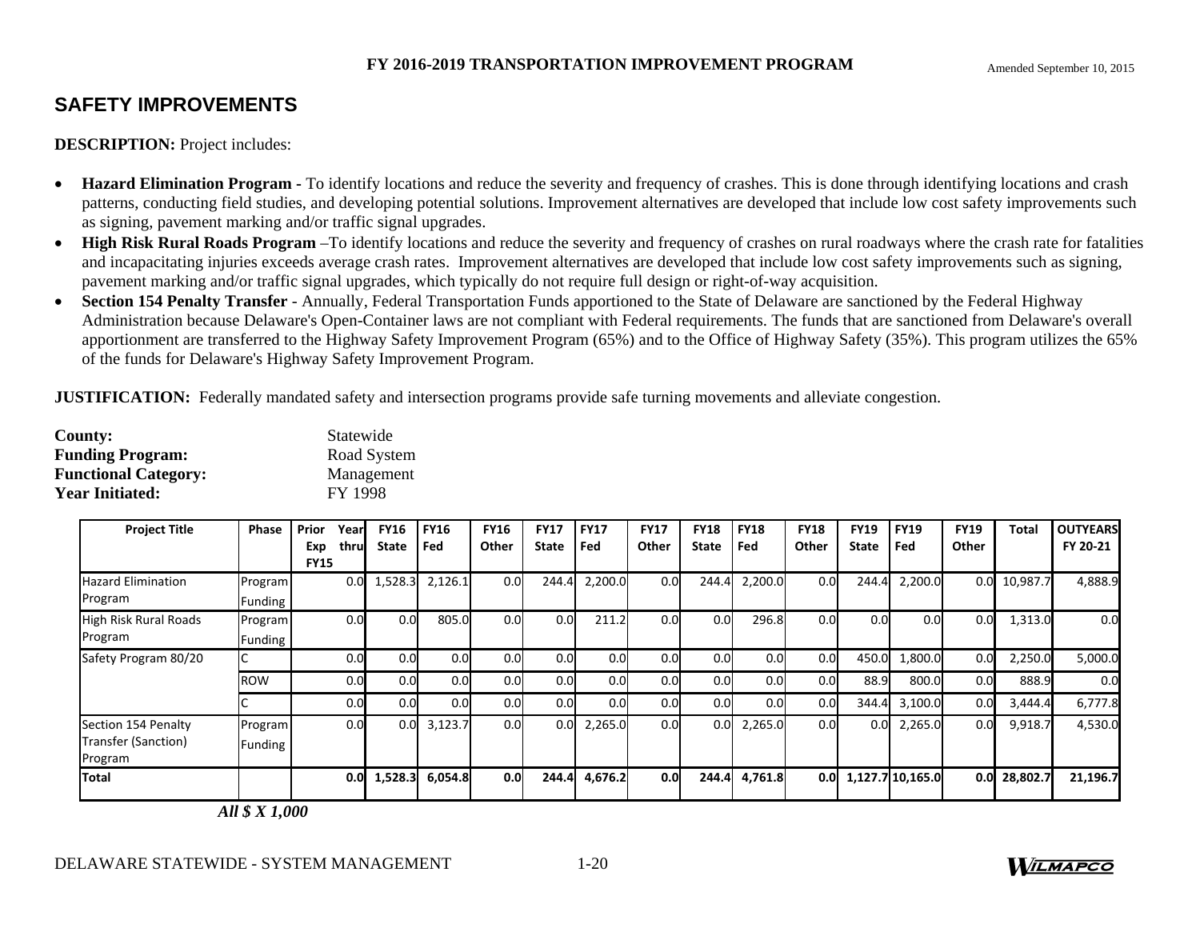## SAFETY IMPROVEMENTS

**DESCRIPTION:** Project includes:

- **Hazard Elimination Program -** To identify locations and reduce the severity and frequency of crashes. This is done through identifying locations and crash patterns, conducting field studies, and developing potential solutions. Improvement alternatives are developed that include low cost safety improvements such as signing, pavement marking and/or traffic signal upgrades.
- **High Risk Rural Roads Program** –To identify locations and reduce the severity and frequency of crashes on rural roadways where the crash rate for fatalities and incapacitating injuries exceeds average crash rates. Improvement alternatives are developed that include low cost safety improvements such as signing, pavement marking and/or traffic signal upgrades, which typically do not require full design or right-of-way acquisition.
- **Section 154 Penalty Transfer** - Annually, Federal Transportation Funds apportioned to the State of Delaware are sanctioned by the Federal Highway Administration because Delaware's Open-Container laws are not compliant with Federal requirements. The funds that are sanctioned from Delaware's overall apportionment are transferred to the Highway Safety Improvement Program (65%) and to the Office of Highway Safety (35%). This program utilizes the 65% of the funds for Delaware's Highway Safety Improvement Program.

**JUSTIFICATION:** Federally mandated safety and intersection programs provide safe turning movements and alleviate congestion.

**County:** Statewide
**Funding Program:** Road System
**Functional Category:** Management
**Year Initiated:** FY 1998

| Project Title | Phase | Prior Year Exp thru FY15 | FY16 State | FY16 Fed | FY16 Other | FY17 State | FY17 Fed | FY17 Other | FY18 State | FY18 Fed | FY18 Other | FY19 State | FY19 Fed | FY19 Other | Total | OUTYEARS FY 20-21 |
|---|---|---|---|---|---|---|---|---|---|---|---|---|---|---|---|---|
| Hazard Elimination Program | Program Funding | 0.0 | 1,528.3 | 2,126.1 | 0.0 | 244.4 | 2,200.0 | 0.0 | 244.4 | 2,200.0 | 0.0 | 244.4 | 2,200.0 | 0.0 | 10,987.7 | 4,888.9 |
| High Risk Rural Roads Program | Program Funding | 0.0 | 0.0 | 805.0 | 0.0 | 0.0 | 211.2 | 0.0 | 0.0 | 296.8 | 0.0 | 0.0 | 0.0 | 0.0 | 1,313.0 | 0.0 |
| Safety Program 80/20 | C | 0.0 | 0.0 | 0.0 | 0.0 | 0.0 | 0.0 | 0.0 | 0.0 | 0.0 | 0.0 | 450.0 | 1,800.0 | 0.0 | 2,250.0 | 5,000.0 |
| | ROW | 0.0 | 0.0 | 0.0 | 0.0 | 0.0 | 0.0 | 0.0 | 0.0 | 0.0 | 0.0 | 88.9 | 800.0 | 0.0 | 888.9 | 0.0 |
| | C | 0.0 | 0.0 | 0.0 | 0.0 | 0.0 | 0.0 | 0.0 | 0.0 | 0.0 | 0.0 | 344.4 | 3,100.0 | 0.0 | 3,444.4 | 6,777.8 |
| Section 154 Penalty Transfer (Sanction) Program | Program Funding | 0.0 | 0.0 | 3,123.7 | 0.0 | 0.0 | 2,265.0 | 0.0 | 0.0 | 2,265.0 | 0.0 | 0.0 | 2,265.0 | 0.0 | 9,918.7 | 4,530.0 |
| **Total** | | **0.0** | **1,528.3** | **6,054.8** | **0.0** | **244.4** | **4,676.2** | **0.0** | **244.4** | **4,761.8** | **0.0** | **1,127.7** | **10,165.0** | **0.0** | **28,802.7** | **21,196.7** |

***All $ X 1,000***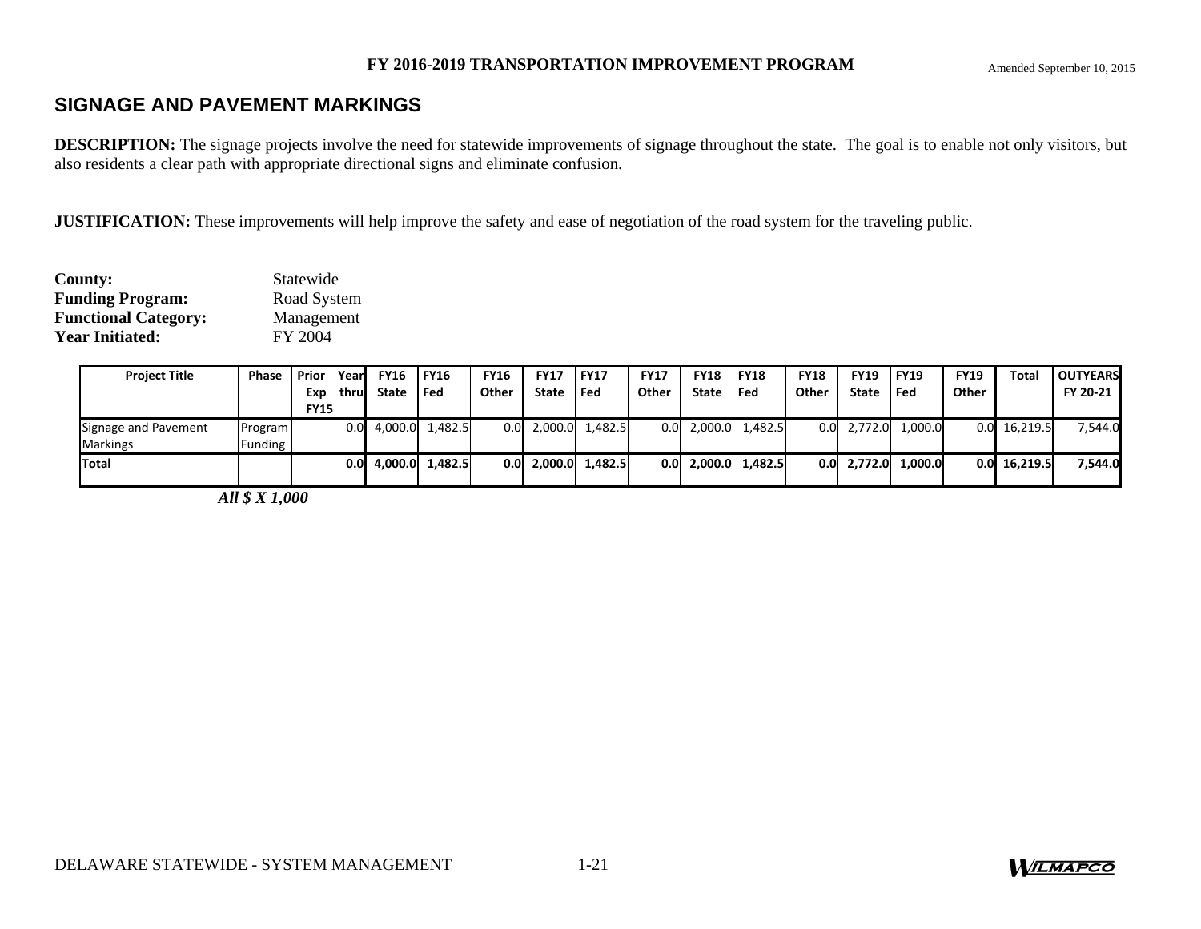**FY 2016-2019 TRANSPORTATION IMPROVEMENT PROGRAM**

Amended September 10, 2015

## SIGNAGE AND PAVEMENT MARKINGS

**DESCRIPTION:** The signage projects involve the need for statewide improvements of signage throughout the state. The goal is to enable not only visitors, but also residents a clear path with appropriate directional signs and eliminate confusion.

**JUSTIFICATION:** These improvements will help improve the safety and ease of negotiation of the road system for the traveling public.

**County:** Statewide
**Funding Program:** Road System
**Functional Category:** Management
**Year Initiated:** FY 2004

| Project Title | Phase | Prior Year Exp thru FY15 | FY16 State | FY16 Fed | FY16 Other | FY17 State | FY17 Fed | FY17 Other | FY18 State | FY18 Fed | FY18 Other | FY19 State | FY19 Fed | FY19 Other | Total | OUTYEARS FY 20-21 |
|---|---|---|---|---|---|---|---|---|---|---|---|---|---|---|---|---|
| Signage and Pavement Markings | Program Funding | 0.0 | 4,000.0 | 1,482.5 | 0.0 | 2,000.0 | 1,482.5 | 0.0 | 2,000.0 | 1,482.5 | 0.0 | 2,772.0 | 1,000.0 | 0.0 | 16,219.5 | 7,544.0 |
| **Total** | | **0.0** | **4,000.0** | **1,482.5** | **0.0** | **2,000.0** | **1,482.5** | **0.0** | **2,000.0** | **1,482.5** | **0.0** | **2,772.0** | **1,000.0** | **0.0** | **16,219.5** | **7,544.0** |

***All $ X 1,000***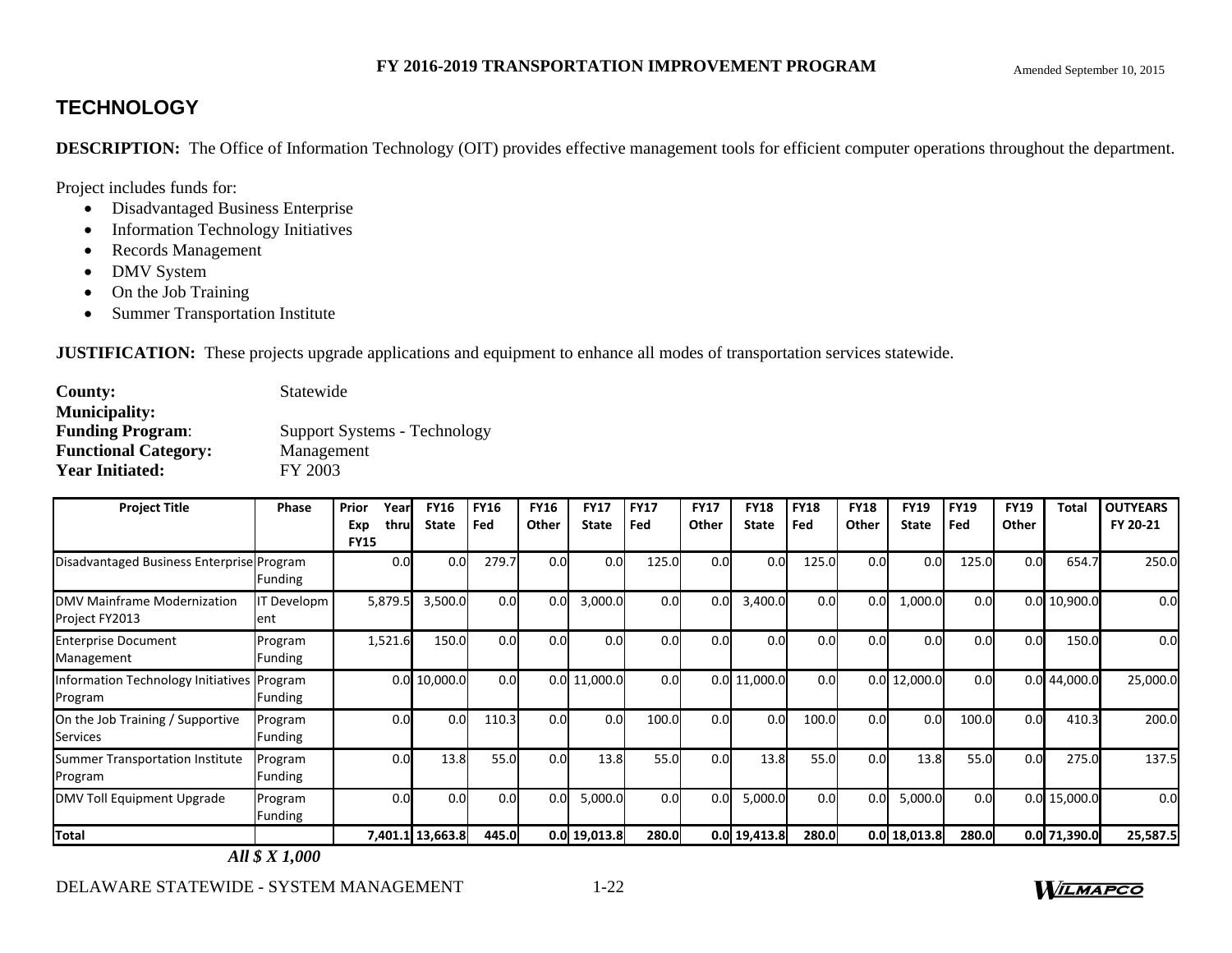# TECHNOLOGY

**DESCRIPTION:** The Office of Information Technology (OIT) provides effective management tools for efficient computer operations throughout the department.

Project includes funds for:

- Disadvantaged Business Enterprise
- Information Technology Initiatives
- Records Management
- DMV System
- On the Job Training
- Summer Transportation Institute

**JUSTIFICATION:** These projects upgrade applications and equipment to enhance all modes of transportation services statewide.

**County:** Statewide
**Municipality:**
**Funding Program:** Support Systems - Technology
**Functional Category:** Management
**Year Initiated:** FY 2003

| Project Title | Phase | Prior Year Exp thru FY15 | FY16 State | FY16 Fed | FY16 Other | FY17 State | FY17 Fed | FY17 Other | FY18 State | FY18 Fed | FY18 Other | FY19 State | FY19 Fed | FY19 Other | Total | OUTYEARS FY 20-21 |
|---|---|---|---|---|---|---|---|---|---|---|---|---|---|---|---|---|
| Disadvantaged Business Enterprise | Program Funding | 0.0 | 0.0 | 279.7 | 0.0 | 0.0 | 125.0 | 0.0 | 0.0 | 125.0 | 0.0 | 0.0 | 125.0 | 0.0 | 654.7 | 250.0 |
| DMV Mainframe Modernization Project FY2013 | IT Development | 5,879.5 | 3,500.0 | 0.0 | 0.0 | 3,000.0 | 0.0 | 0.0 | 3,400.0 | 0.0 | 0.0 | 1,000.0 | 0.0 | 0.0 | 10,900.0 | 0.0 |
| Enterprise Document Management | Program Funding | 1,521.6 | 150.0 | 0.0 | 0.0 | 0.0 | 0.0 | 0.0 | 0.0 | 0.0 | 0.0 | 0.0 | 0.0 | 0.0 | 150.0 | 0.0 |
| Information Technology Initiatives Program | Program Funding | 0.0 | 10,000.0 | 0.0 | 0.0 | 11,000.0 | 0.0 | 0.0 | 11,000.0 | 0.0 | 0.0 | 12,000.0 | 0.0 | 0.0 | 44,000.0 | 25,000.0 |
| On the Job Training / Supportive Services | Program Funding | 0.0 | 0.0 | 110.3 | 0.0 | 0.0 | 100.0 | 0.0 | 0.0 | 100.0 | 0.0 | 0.0 | 100.0 | 0.0 | 410.3 | 200.0 |
| Summer Transportation Institute Program | Program Funding | 0.0 | 13.8 | 55.0 | 0.0 | 13.8 | 55.0 | 0.0 | 13.8 | 55.0 | 0.0 | 13.8 | 55.0 | 0.0 | 275.0 | 137.5 |
| DMV Toll Equipment Upgrade | Program Funding | 0.0 | 0.0 | 0.0 | 0.0 | 5,000.0 | 0.0 | 0.0 | 5,000.0 | 0.0 | 0.0 | 5,000.0 | 0.0 | 0.0 | 15,000.0 | 0.0 |
| **Total** | | **7,401.1** | **13,663.8** | **445.0** | **0.0** | **19,013.8** | **280.0** | **0.0** | **19,413.8** | **280.0** | **0.0** | **18,013.8** | **280.0** | **0.0** | **71,390.0** | **25,587.5** |

***All $ X 1,000***

DELAWARE STATEWIDE - SYSTEM MANAGEMENT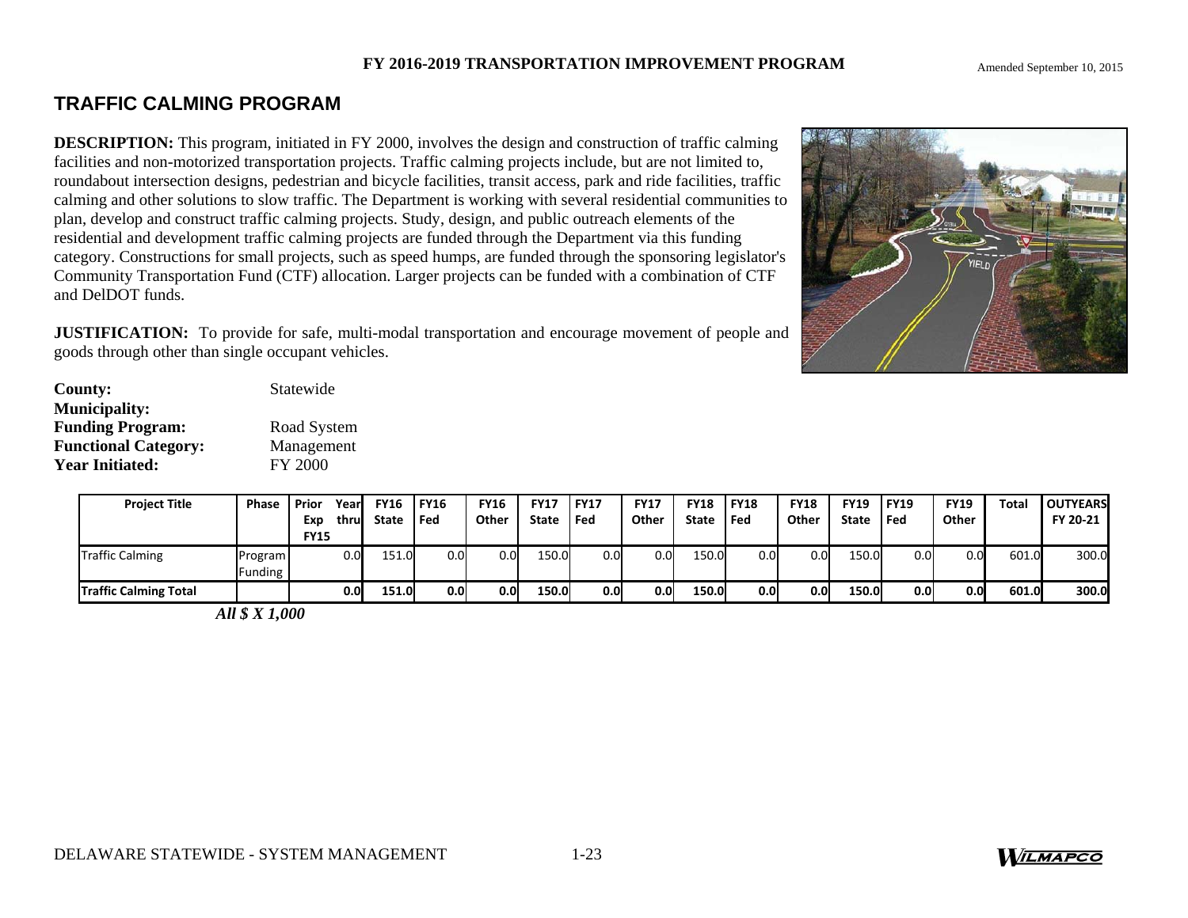## TRAFFIC CALMING PROGRAM

**DESCRIPTION:** This program, initiated in FY 2000, involves the design and construction of traffic calming facilities and non-motorized transportation projects. Traffic calming projects include, but are not limited to, roundabout intersection designs, pedestrian and bicycle facilities, transit access, park and ride facilities, traffic calming and other solutions to slow traffic. The Department is working with several residential communities to plan, develop and construct traffic calming projects. Study, design, and public outreach elements of the residential and development traffic calming projects are funded through the Department via this funding category. Constructions for small projects, such as speed humps, are funded through the sponsoring legislator's Community Transportation Fund (CTF) allocation. Larger projects can be funded with a combination of CTF and DelDOT funds.

**JUSTIFICATION:** To provide for safe, multi-modal transportation and encourage movement of people and goods through other than single occupant vehicles.

**County:** Statewide
**Municipality:**
**Funding Program:** Road System
**Functional Category:** Management
**Year Initiated:** FY 2000

| Project Title | Phase | Prior Year Exp thru FY15 | FY16 State | FY16 Fed | FY16 Other | FY17 State | FY17 Fed | FY17 Other | FY18 State | FY18 Fed | FY18 Other | FY19 State | FY19 Fed | FY19 Other | Total | OUTYEARS FY 20-21 |
|---|---|---|---|---|---|---|---|---|---|---|---|---|---|---|---|---|
| Traffic Calming | Program Funding | 0.0 | 151.0 | 0.0 | 0.0 | 150.0 | 0.0 | 0.0 | 150.0 | 0.0 | 0.0 | 150.0 | 0.0 | 0.0 | 601.0 | 300.0 |
| **Traffic Calming Total** | | **0.0** | **151.0** | **0.0** | **0.0** | **150.0** | **0.0** | **0.0** | **150.0** | **0.0** | **0.0** | **150.0** | **0.0** | **0.0** | **601.0** | **300.0** |

***All $ X 1,000***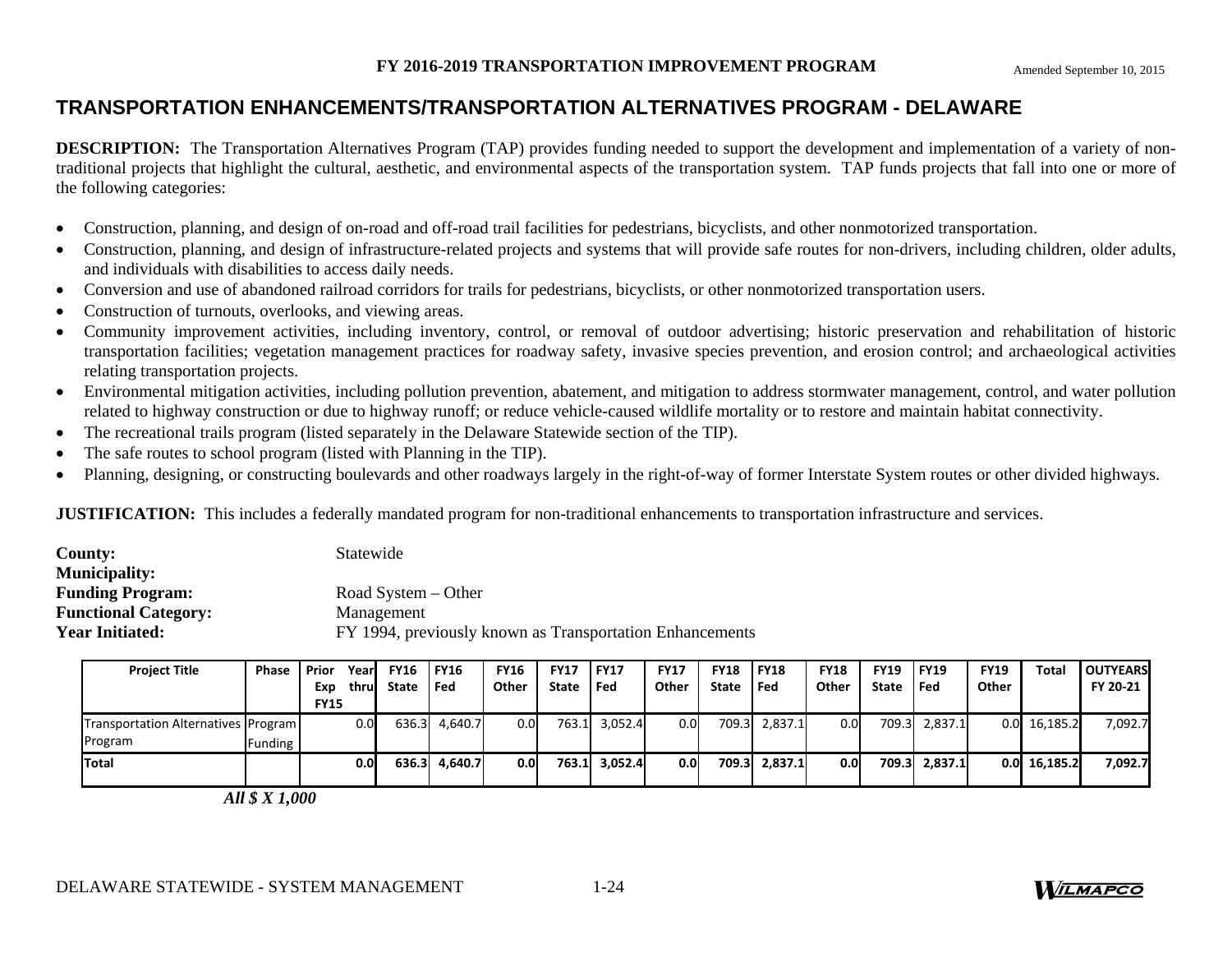FY 2016-2019 TRANSPORTATION IMPROVEMENT PROGRAM

Amended September 10, 2015

## TRANSPORTATION ENHANCEMENTS/TRANSPORTATION ALTERNATIVES PROGRAM - DELAWARE

**DESCRIPTION:** The Transportation Alternatives Program (TAP) provides funding needed to support the development and implementation of a variety of non-traditional projects that highlight the cultural, aesthetic, and environmental aspects of the transportation system. TAP funds projects that fall into one or more of the following categories:

- Construction, planning, and design of on-road and off-road trail facilities for pedestrians, bicyclists, and other nonmotorized transportation.
- Construction, planning, and design of infrastructure-related projects and systems that will provide safe routes for non-drivers, including children, older adults, and individuals with disabilities to access daily needs.
- Conversion and use of abandoned railroad corridors for trails for pedestrians, bicyclists, or other nonmotorized transportation users.
- Construction of turnouts, overlooks, and viewing areas.
- Community improvement activities, including inventory, control, or removal of outdoor advertising; historic preservation and rehabilitation of historic transportation facilities; vegetation management practices for roadway safety, invasive species prevention, and erosion control; and archaeological activities relating transportation projects.
- Environmental mitigation activities, including pollution prevention, abatement, and mitigation to address stormwater management, control, and water pollution related to highway construction or due to highway runoff; or reduce vehicle-caused wildlife mortality or to restore and maintain habitat connectivity.
- The recreational trails program (listed separately in the Delaware Statewide section of the TIP).
- The safe routes to school program (listed with Planning in the TIP).
- Planning, designing, or constructing boulevards and other roadways largely in the right-of-way of former Interstate System routes or other divided highways.

**JUSTIFICATION:** This includes a federally mandated program for non-traditional enhancements to transportation infrastructure and services.

**County:** Statewide
**Municipality:**
**Funding Program:** Road System – Other
**Functional Category:** Management
**Year Initiated:** FY 1994, previously known as Transportation Enhancements

| Project Title | Phase | Prior Year Exp thru FY15 | FY16 State | FY16 Fed | FY16 Other | FY17 State | FY17 Fed | FY17 Other | FY18 State | FY18 Fed | FY18 Other | FY19 State | FY19 Fed | FY19 Other | Total | OUTYEARS FY 20-21 |
|---|---|---|---|---|---|---|---|---|---|---|---|---|---|---|---|---|
| Transportation Alternatives Program | Program Funding | 0.0 | 636.3 | 4,640.7 | 0.0 | 763.1 | 3,052.4 | 0.0 | 709.3 | 2,837.1 | 0.0 | 709.3 | 2,837.1 | 0.0 | 16,185.2 | 7,092.7 |
| **Total** | | **0.0** | **636.3** | **4,640.7** | **0.0** | **763.1** | **3,052.4** | **0.0** | **709.3** | **2,837.1** | **0.0** | **709.3** | **2,837.1** | **0.0** | **16,185.2** | **7,092.7** |

***All $ X 1,000***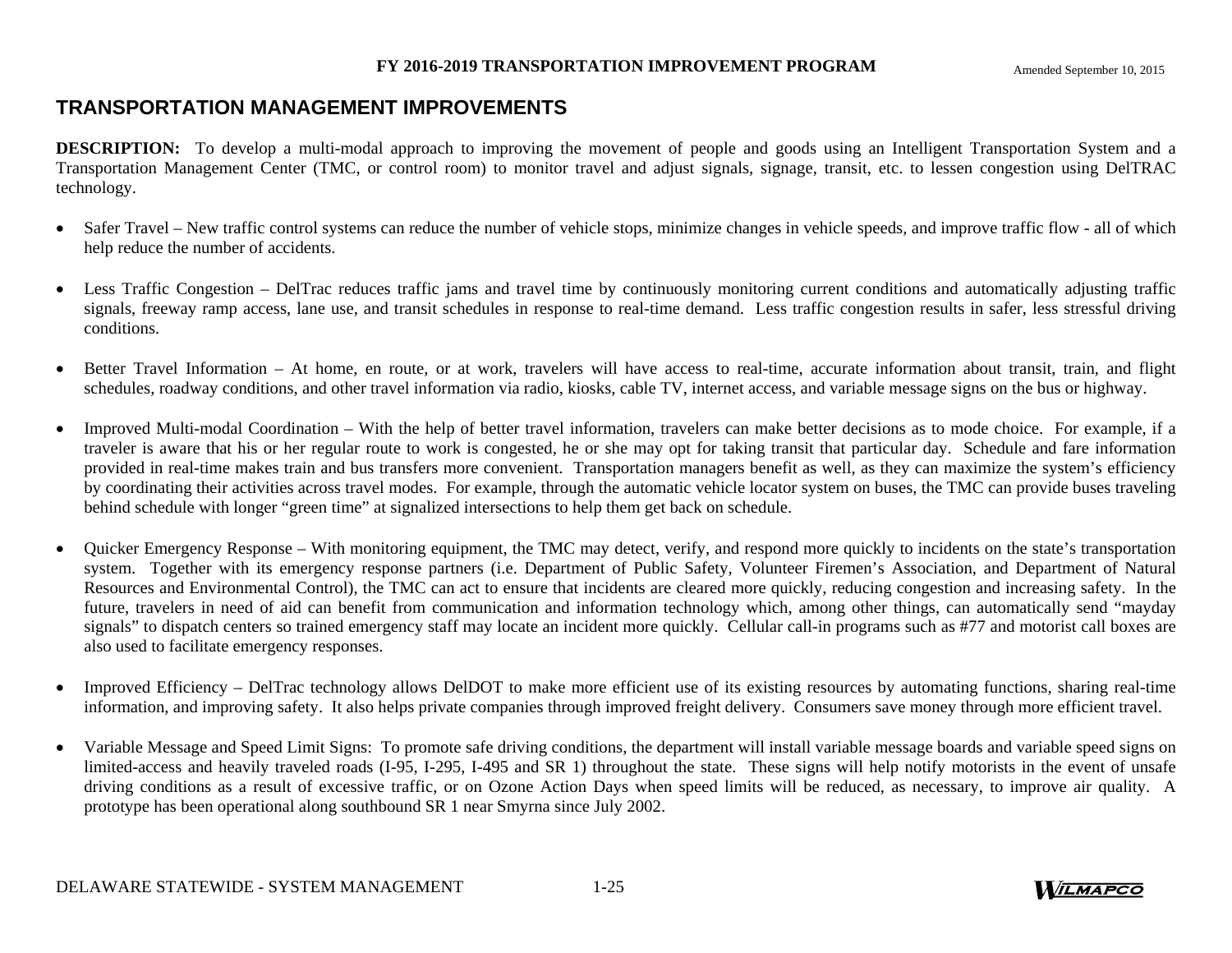## TRANSPORTATION MANAGEMENT IMPROVEMENTS

**DESCRIPTION:** To develop a multi-modal approach to improving the movement of people and goods using an Intelligent Transportation System and a Transportation Management Center (TMC, or control room) to monitor travel and adjust signals, signage, transit, etc. to lessen congestion using DelTRAC technology.

- Safer Travel – New traffic control systems can reduce the number of vehicle stops, minimize changes in vehicle speeds, and improve traffic flow - all of which help reduce the number of accidents.

- Less Traffic Congestion – DelTrac reduces traffic jams and travel time by continuously monitoring current conditions and automatically adjusting traffic signals, freeway ramp access, lane use, and transit schedules in response to real-time demand. Less traffic congestion results in safer, less stressful driving conditions.

- Better Travel Information – At home, en route, or at work, travelers will have access to real-time, accurate information about transit, train, and flight schedules, roadway conditions, and other travel information via radio, kiosks, cable TV, internet access, and variable message signs on the bus or highway.

- Improved Multi-modal Coordination – With the help of better travel information, travelers can make better decisions as to mode choice. For example, if a traveler is aware that his or her regular route to work is congested, he or she may opt for taking transit that particular day. Schedule and fare information provided in real-time makes train and bus transfers more convenient. Transportation managers benefit as well, as they can maximize the system's efficiency by coordinating their activities across travel modes. For example, through the automatic vehicle locator system on buses, the TMC can provide buses traveling behind schedule with longer "green time" at signalized intersections to help them get back on schedule.

- Quicker Emergency Response – With monitoring equipment, the TMC may detect, verify, and respond more quickly to incidents on the state's transportation system. Together with its emergency response partners (i.e. Department of Public Safety, Volunteer Firemen's Association, and Department of Natural Resources and Environmental Control), the TMC can act to ensure that incidents are cleared more quickly, reducing congestion and increasing safety. In the future, travelers in need of aid can benefit from communication and information technology which, among other things, can automatically send "mayday signals" to dispatch centers so trained emergency staff may locate an incident more quickly. Cellular call-in programs such as #77 and motorist call boxes are also used to facilitate emergency responses.

- Improved Efficiency – DelTrac technology allows DelDOT to make more efficient use of its existing resources by automating functions, sharing real-time information, and improving safety. It also helps private companies through improved freight delivery. Consumers save money through more efficient travel.

- Variable Message and Speed Limit Signs: To promote safe driving conditions, the department will install variable message boards and variable speed signs on limited-access and heavily traveled roads (I-95, I-295, I-495 and SR 1) throughout the state. These signs will help notify motorists in the event of unsafe driving conditions as a result of excessive traffic, or on Ozone Action Days when speed limits will be reduced, as necessary, to improve air quality. A prototype has been operational along southbound SR 1 near Smyrna since July 2002.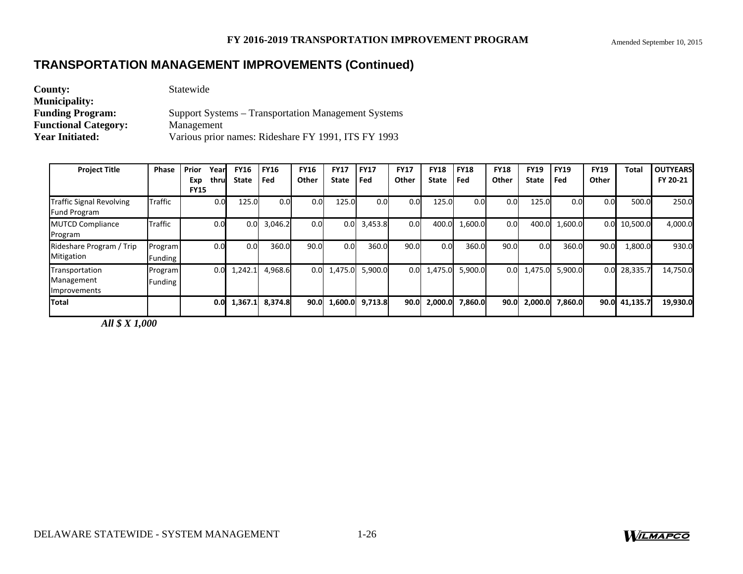FY 2016-2019 TRANSPORTATION IMPROVEMENT PROGRAM

Amended September 10, 2015

## TRANSPORTATION MANAGEMENT IMPROVEMENTS (Continued)

**County:** Statewide
**Municipality:**
**Funding Program:** Support Systems – Transportation Management Systems
**Functional Category:** Management
**Year Initiated:** Various prior names: Rideshare FY 1991, ITS FY 1993

| Project Title | Phase | Prior Year Exp thru FY15 | FY16 State | FY16 Fed | FY16 Other | FY17 State | FY17 Fed | FY17 Other | FY18 State | FY18 Fed | FY18 Other | FY19 State | FY19 Fed | FY19 Other | Total | OUTYEARS FY 20-21 |
|---|---|---|---|---|---|---|---|---|---|---|---|---|---|---|---|---|
| Traffic Signal Revolving Fund Program | Traffic | 0.0 | 125.0 | 0.0 | 0.0 | 125.0 | 0.0 | 0.0 | 125.0 | 0.0 | 0.0 | 125.0 | 0.0 | 0.0 | 500.0 | 250.0 |
| MUTCD Compliance Program | Traffic | 0.0 | 0.0 | 3,046.2 | 0.0 | 0.0 | 3,453.8 | 0.0 | 400.0 | 1,600.0 | 0.0 | 400.0 | 1,600.0 | 0.0 | 10,500.0 | 4,000.0 |
| Rideshare Program / Trip Mitigation | Program Funding | 0.0 | 0.0 | 360.0 | 90.0 | 0.0 | 360.0 | 90.0 | 0.0 | 360.0 | 90.0 | 0.0 | 360.0 | 90.0 | 1,800.0 | 930.0 |
| Transportation Management Improvements | Program Funding | 0.0 | 1,242.1 | 4,968.6 | 0.0 | 1,475.0 | 5,900.0 | 0.0 | 1,475.0 | 5,900.0 | 0.0 | 1,475.0 | 5,900.0 | 0.0 | 28,335.7 | 14,750.0 |
| **Total** | | **0.0** | **1,367.1** | **8,374.8** | **90.0** | **1,600.0** | **9,713.8** | **90.0** | **2,000.0** | **7,860.0** | **90.0** | **2,000.0** | **7,860.0** | **90.0** | **41,135.7** | **19,930.0** |

***All $ X 1,000***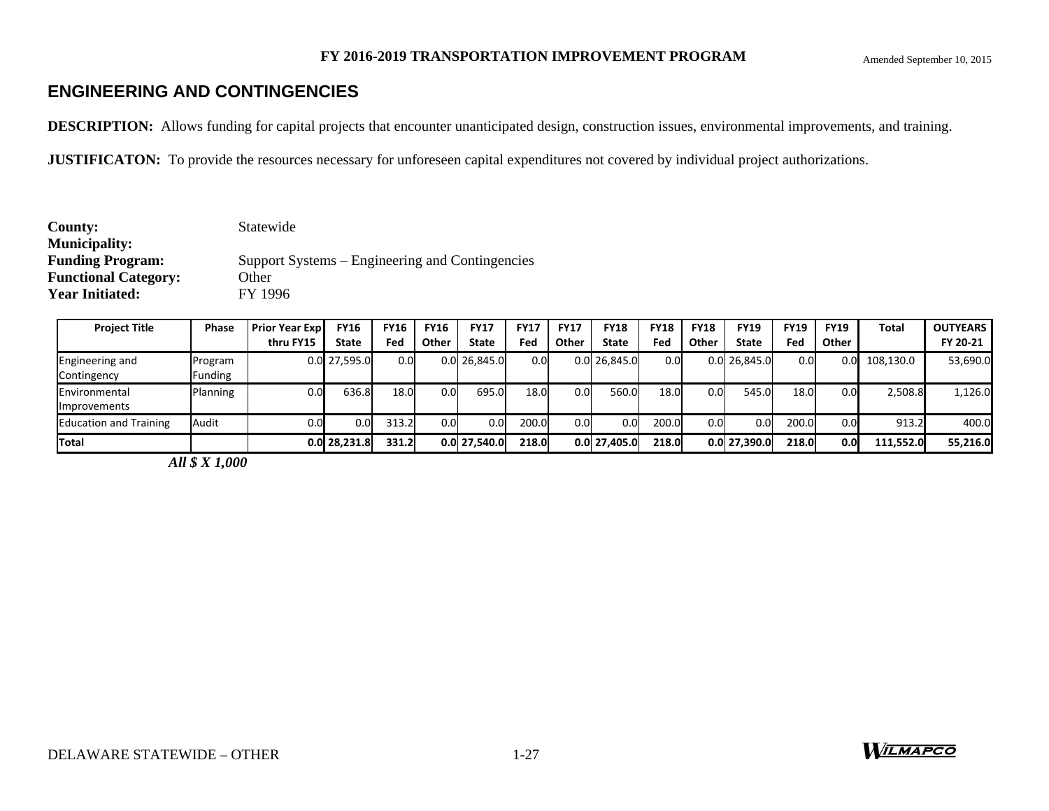FY 2016-2019 TRANSPORTATION IMPROVEMENT PROGRAM

Amended September 10, 2015

## ENGINEERING AND CONTINGENCIES

**DESCRIPTION:** Allows funding for capital projects that encounter unanticipated design, construction issues, environmental improvements, and training.

**JUSTIFICATON:** To provide the resources necessary for unforeseen capital expenditures not covered by individual project authorizations.

**County:** Statewide
**Municipality:**
**Funding Program:** Support Systems – Engineering and Contingencies
**Functional Category:** Other
**Year Initiated:** FY 1996

| Project Title | Phase | Prior Year Exp thru FY15 | FY16 State | FY16 Fed | FY16 Other | FY17 State | FY17 Fed | FY17 Other | FY18 State | FY18 Fed | FY18 Other | FY19 State | FY19 Fed | FY19 Other | Total | OUTYEARS FY 20-21 |
|---|---|---|---|---|---|---|---|---|---|---|---|---|---|---|---|---|
| Engineering and Contingency | Program Funding | 0.0 | 27,595.0 | 0.0 | 0.0 | 26,845.0 | 0.0 | 0.0 | 26,845.0 | 0.0 | 0.0 | 26,845.0 | 0.0 | 0.0 | 108,130.0 | 53,690.0 |
| Environmental Improvements | Planning | 0.0 | 636.8 | 18.0 | 0.0 | 695.0 | 18.0 | 0.0 | 560.0 | 18.0 | 0.0 | 545.0 | 18.0 | 0.0 | 2,508.8 | 1,126.0 |
| Education and Training | Audit | 0.0 | 0.0 | 313.2 | 0.0 | 0.0 | 200.0 | 0.0 | 0.0 | 200.0 | 0.0 | 0.0 | 200.0 | 0.0 | 913.2 | 400.0 |
| **Total** | | **0.0** | **28,231.8** | **331.2** | **0.0** | **27,540.0** | **218.0** | **0.0** | **27,405.0** | **218.0** | **0.0** | **27,390.0** | **218.0** | **0.0** | **111,552.0** | **55,216.0** |

***All $ X 1,000***

DELAWARE STATEWIDE – OTHER

WILMAPCO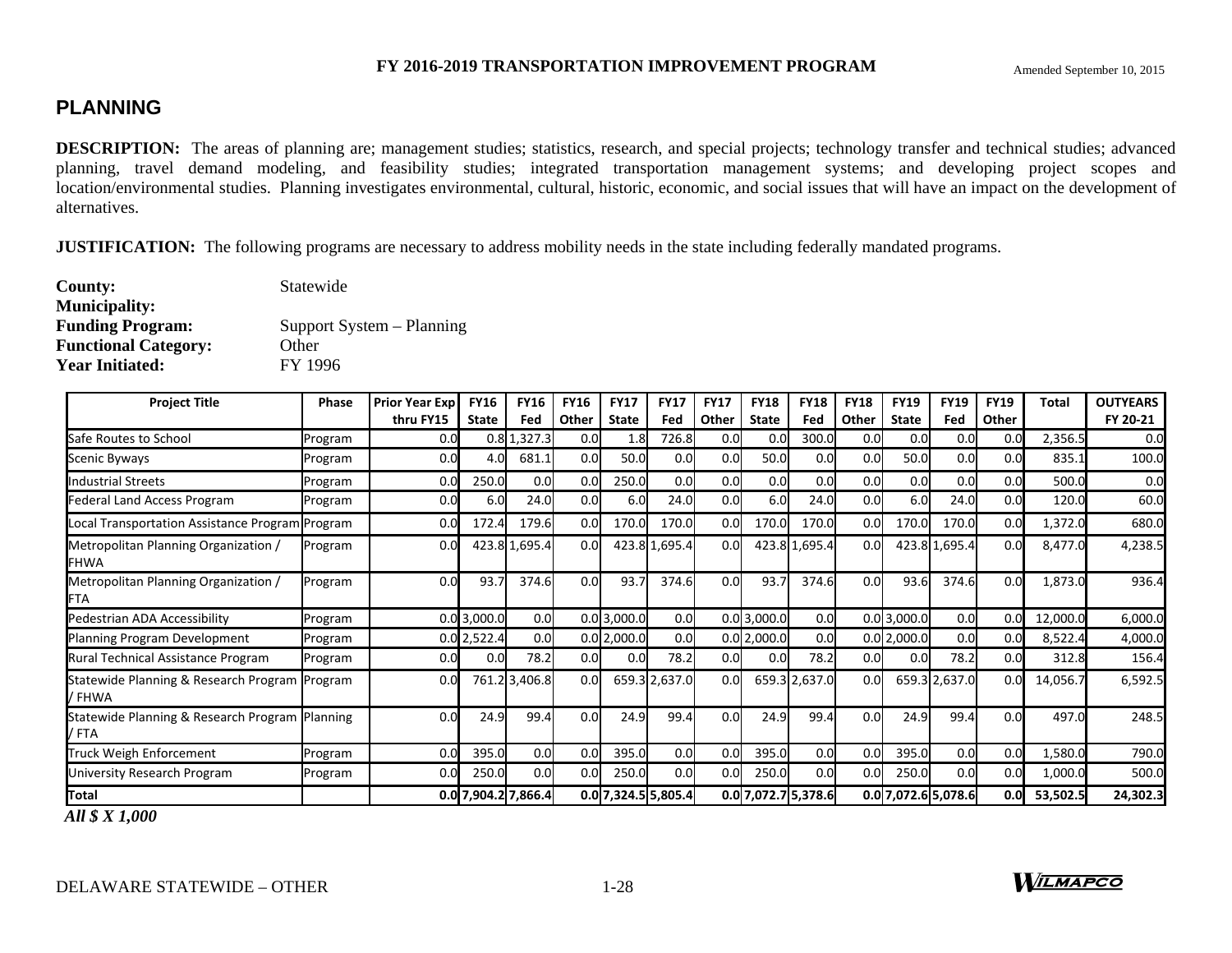## PLANNING

**DESCRIPTION:** The areas of planning are; management studies; statistics, research, and special projects; technology transfer and technical studies; advanced planning, travel demand modeling, and feasibility studies; integrated transportation management systems; and developing project scopes and location/environmental studies. Planning investigates environmental, cultural, historic, economic, and social issues that will have an impact on the development of alternatives.

**JUSTIFICATION:** The following programs are necessary to address mobility needs in the state including federally mandated programs.

**County:** Statewide
**Municipality:**
**Funding Program:** Support System – Planning
**Functional Category:** Other
**Year Initiated:** FY 1996

| Project Title | Phase | Prior Year Exp thru FY15 | FY16 State | FY16 Fed | FY16 Other | FY17 State | FY17 Fed | FY17 Other | FY18 State | FY18 Fed | FY18 Other | FY19 State | FY19 Fed | FY19 Other | Total | OUTYEARS FY 20-21 |
|---|---|---|---|---|---|---|---|---|---|---|---|---|---|---|---|---|
| Safe Routes to School | Program | 0.0 | 0.8 | 1,327.3 | 0.0 | 1.8 | 726.8 | 0.0 | 0.0 | 300.0 | 0.0 | 0.0 | 0.0 | 0.0 | 2,356.5 | 0.0 |
| Scenic Byways | Program | 0.0 | 4.0 | 681.1 | 0.0 | 50.0 | 0.0 | 0.0 | 50.0 | 0.0 | 0.0 | 50.0 | 0.0 | 0.0 | 835.1 | 100.0 |
| Industrial Streets | Program | 0.0 | 250.0 | 0.0 | 0.0 | 250.0 | 0.0 | 0.0 | 0.0 | 0.0 | 0.0 | 0.0 | 0.0 | 0.0 | 500.0 | 0.0 |
| Federal Land Access Program | Program | 0.0 | 6.0 | 24.0 | 0.0 | 6.0 | 24.0 | 0.0 | 6.0 | 24.0 | 0.0 | 6.0 | 24.0 | 0.0 | 120.0 | 60.0 |
| Local Transportation Assistance Program | Program | 0.0 | 172.4 | 179.6 | 0.0 | 170.0 | 170.0 | 0.0 | 170.0 | 170.0 | 0.0 | 170.0 | 170.0 | 0.0 | 1,372.0 | 680.0 |
| Metropolitan Planning Organization / FHWA | Program | 0.0 | 423.8 | 1,695.4 | 0.0 | 423.8 | 1,695.4 | 0.0 | 423.8 | 1,695.4 | 0.0 | 423.8 | 1,695.4 | 0.0 | 8,477.0 | 4,238.5 |
| Metropolitan Planning Organization / FTA | Program | 0.0 | 93.7 | 374.6 | 0.0 | 93.7 | 374.6 | 0.0 | 93.7 | 374.6 | 0.0 | 93.6 | 374.6 | 0.0 | 1,873.0 | 936.4 |
| Pedestrian ADA Accessibility | Program | 0.0 | 3,000.0 | 0.0 | 0.0 | 3,000.0 | 0.0 | 0.0 | 3,000.0 | 0.0 | 0.0 | 3,000.0 | 0.0 | 0.0 | 12,000.0 | 6,000.0 |
| Planning Program Development | Program | 0.0 | 2,522.4 | 0.0 | 0.0 | 2,000.0 | 0.0 | 0.0 | 2,000.0 | 0.0 | 0.0 | 2,000.0 | 0.0 | 0.0 | 8,522.4 | 4,000.0 |
| Rural Technical Assistance Program | Program | 0.0 | 0.0 | 78.2 | 0.0 | 0.0 | 78.2 | 0.0 | 0.0 | 78.2 | 0.0 | 0.0 | 78.2 | 0.0 | 312.8 | 156.4 |
| Statewide Planning & Research Program / FHWA | Program | 0.0 | 761.2 | 3,406.8 | 0.0 | 659.3 | 2,637.0 | 0.0 | 659.3 | 2,637.0 | 0.0 | 659.3 | 2,637.0 | 0.0 | 14,056.7 | 6,592.5 |
| Statewide Planning & Research Program / FTA | Planning | 0.0 | 24.9 | 99.4 | 0.0 | 24.9 | 99.4 | 0.0 | 24.9 | 99.4 | 0.0 | 24.9 | 99.4 | 0.0 | 497.0 | 248.5 |
| Truck Weigh Enforcement | Program | 0.0 | 395.0 | 0.0 | 0.0 | 395.0 | 0.0 | 0.0 | 395.0 | 0.0 | 0.0 | 395.0 | 0.0 | 0.0 | 1,580.0 | 790.0 |
| University Research Program | Program | 0.0 | 250.0 | 0.0 | 0.0 | 250.0 | 0.0 | 0.0 | 250.0 | 0.0 | 0.0 | 250.0 | 0.0 | 0.0 | 1,000.0 | 500.0 |
| **Total** | | **0.0** | **7,904.2** | **7,866.4** | **0.0** | **7,324.5** | **5,805.4** | **0.0** | **7,072.7** | **5,378.6** | **0.0** | **7,072.6** | **5,078.6** | **0.0** | **53,502.5** | **24,302.3** |

***All $ X 1,000***